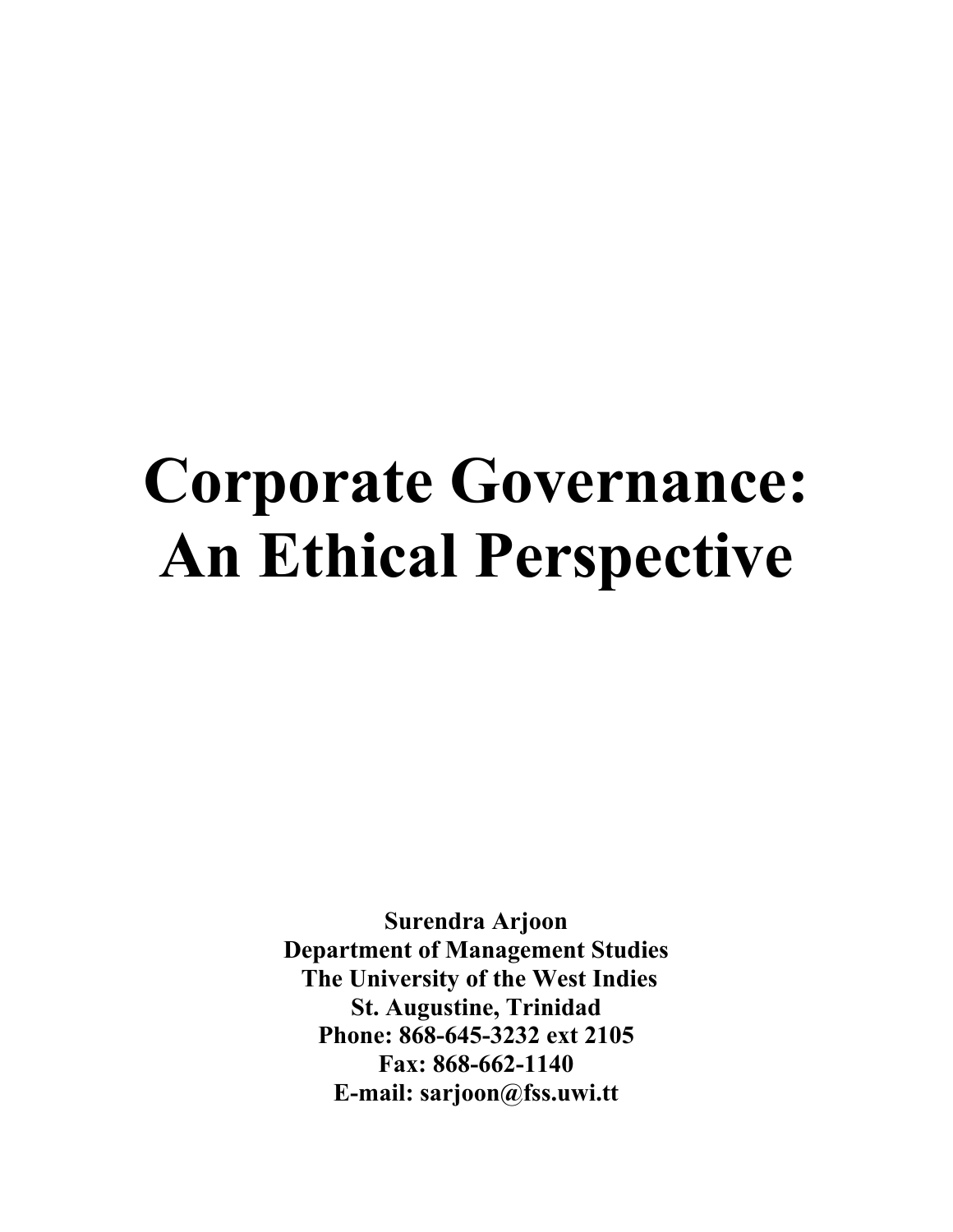# Corporate Governance: An Ethical Perspective

**Surendra Arjoon**
**Department of Management Studies**
**The University of the West Indies**
**St. Augustine, Trinidad**
**Phone: 868-645-3232 ext 2105**
**Fax: 868-662-1140**
**E-mail: sarjoon@fss.uwi.tt**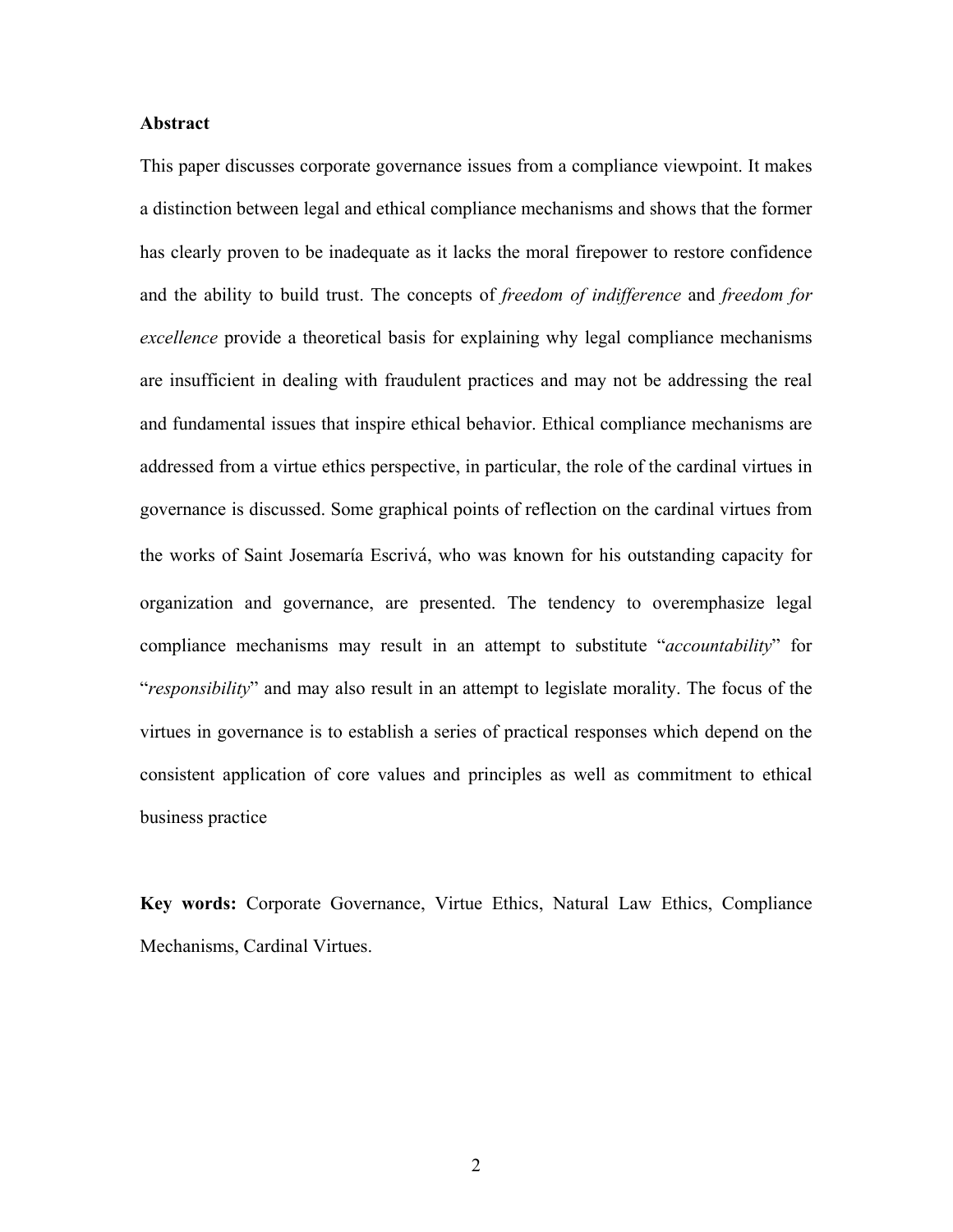**Abstract**

This paper discusses corporate governance issues from a compliance viewpoint. It makes a distinction between legal and ethical compliance mechanisms and shows that the former has clearly proven to be inadequate as it lacks the moral firepower to restore confidence and the ability to build trust. The concepts of *freedom of indifference* and *freedom for excellence* provide a theoretical basis for explaining why legal compliance mechanisms are insufficient in dealing with fraudulent practices and may not be addressing the real and fundamental issues that inspire ethical behavior. Ethical compliance mechanisms are addressed from a virtue ethics perspective, in particular, the role of the cardinal virtues in governance is discussed. Some graphical points of reflection on the cardinal virtues from the works of Saint Josemaría Escrivá, who was known for his outstanding capacity for organization and governance, are presented. The tendency to overemphasize legal compliance mechanisms may result in an attempt to substitute "*accountability*" for "*responsibility*" and may also result in an attempt to legislate morality. The focus of the virtues in governance is to establish a series of practical responses which depend on the consistent application of core values and principles as well as commitment to ethical business practice

**Key words:** Corporate Governance, Virtue Ethics, Natural Law Ethics, Compliance Mechanisms, Cardinal Virtues.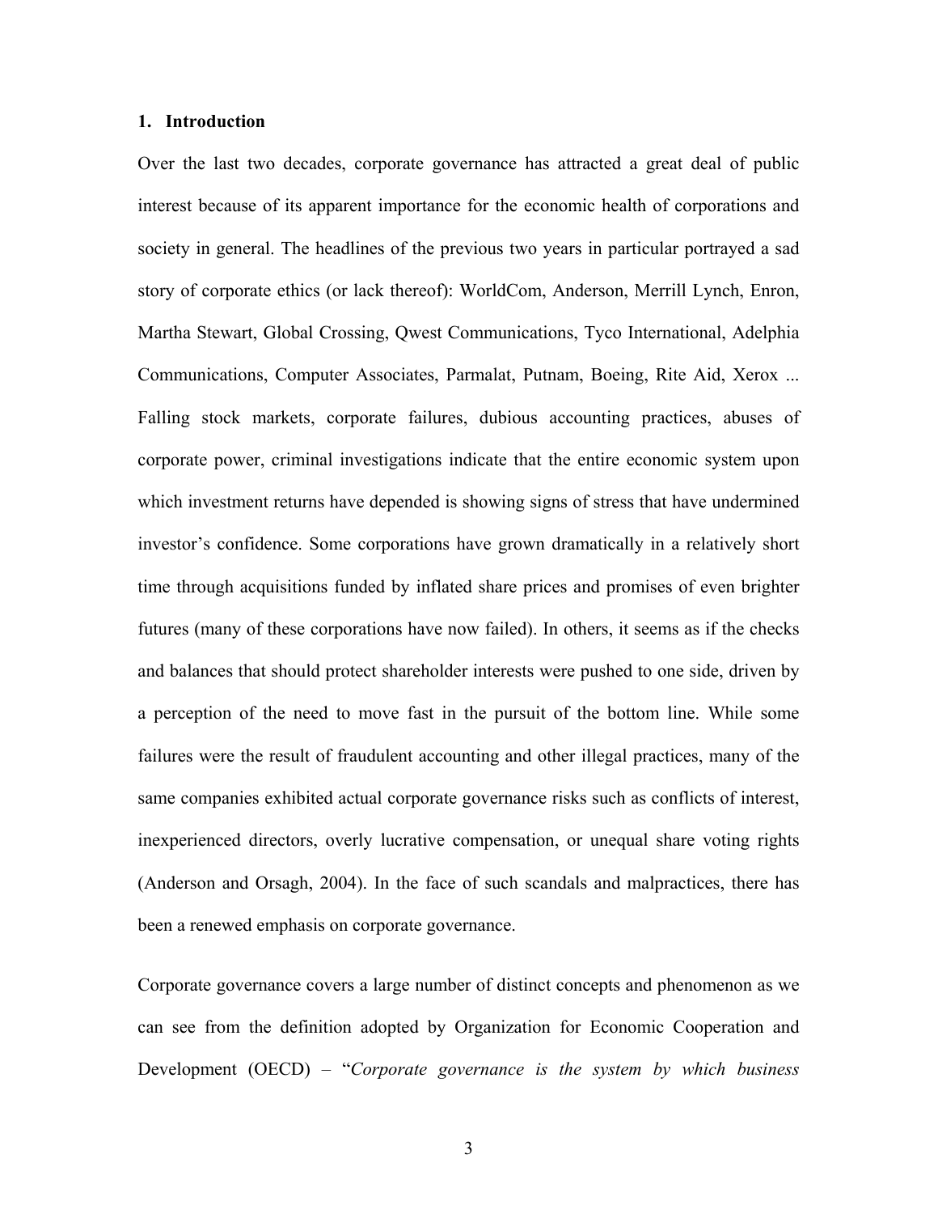## 1. Introduction

Over the last two decades, corporate governance has attracted a great deal of public interest because of its apparent importance for the economic health of corporations and society in general. The headlines of the previous two years in particular portrayed a sad story of corporate ethics (or lack thereof): WorldCom, Anderson, Merrill Lynch, Enron, Martha Stewart, Global Crossing, Qwest Communications, Tyco International, Adelphia Communications, Computer Associates, Parmalat, Putnam, Boeing, Rite Aid, Xerox ... Falling stock markets, corporate failures, dubious accounting practices, abuses of corporate power, criminal investigations indicate that the entire economic system upon which investment returns have depended is showing signs of stress that have undermined investor's confidence. Some corporations have grown dramatically in a relatively short time through acquisitions funded by inflated share prices and promises of even brighter futures (many of these corporations have now failed). In others, it seems as if the checks and balances that should protect shareholder interests were pushed to one side, driven by a perception of the need to move fast in the pursuit of the bottom line. While some failures were the result of fraudulent accounting and other illegal practices, many of the same companies exhibited actual corporate governance risks such as conflicts of interest, inexperienced directors, overly lucrative compensation, or unequal share voting rights (Anderson and Orsagh, 2004). In the face of such scandals and malpractices, there has been a renewed emphasis on corporate governance.

Corporate governance covers a large number of distinct concepts and phenomenon as we can see from the definition adopted by Organization for Economic Cooperation and Development (OECD) – "*Corporate governance is the system by which business*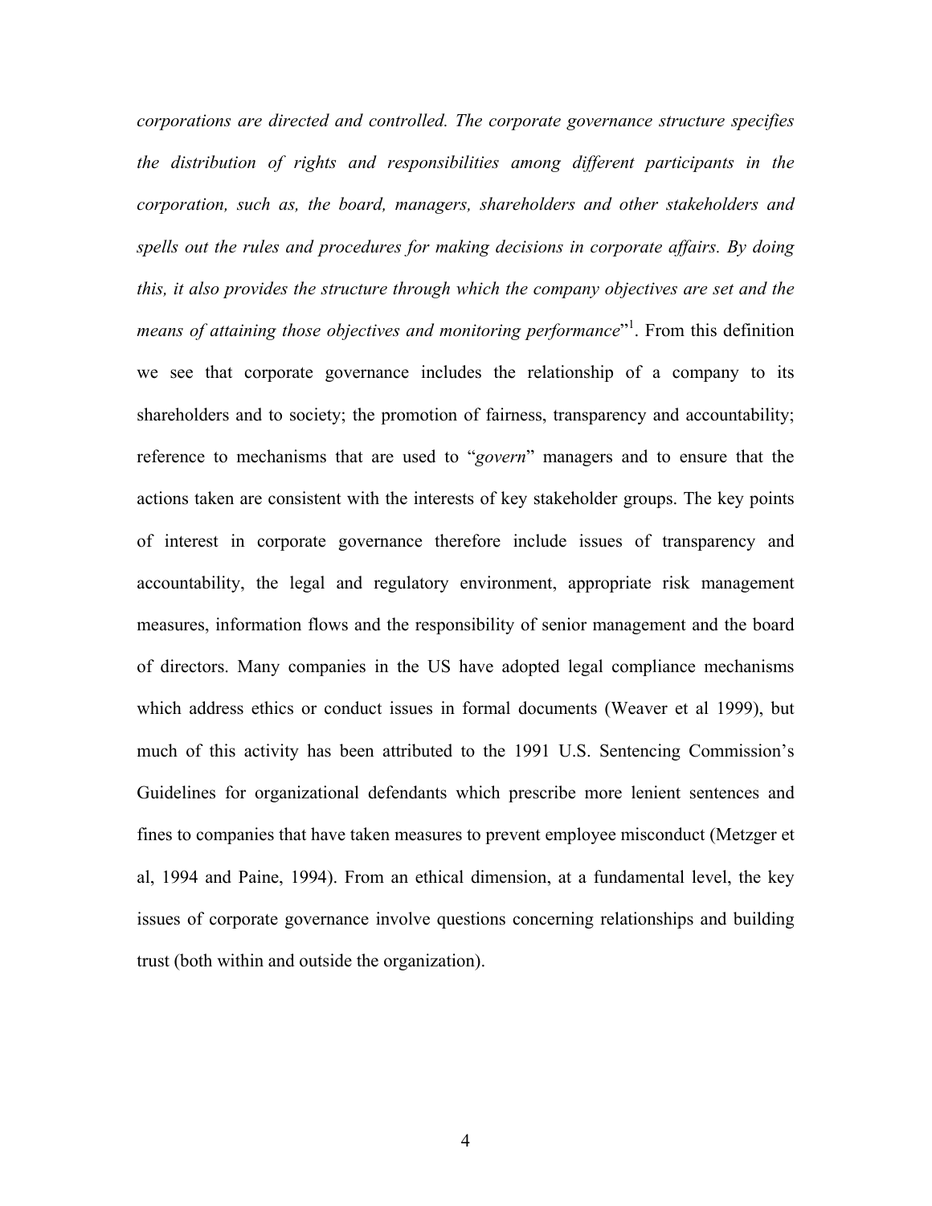*corporations are directed and controlled. The corporate governance structure specifies the distribution of rights and responsibilities among different participants in the corporation, such as, the board, managers, shareholders and other stakeholders and spells out the rules and procedures for making decisions in corporate affairs. By doing this, it also provides the structure through which the company objectives are set and the means of attaining those objectives and monitoring performance*"[1]. From this definition we see that corporate governance includes the relationship of a company to its shareholders and to society; the promotion of fairness, transparency and accountability; reference to mechanisms that are used to "*govern*" managers and to ensure that the actions taken are consistent with the interests of key stakeholder groups. The key points of interest in corporate governance therefore include issues of transparency and accountability, the legal and regulatory environment, appropriate risk management measures, information flows and the responsibility of senior management and the board of directors. Many companies in the US have adopted legal compliance mechanisms which address ethics or conduct issues in formal documents (Weaver et al 1999), but much of this activity has been attributed to the 1991 U.S. Sentencing Commission's Guidelines for organizational defendants which prescribe more lenient sentences and fines to companies that have taken measures to prevent employee misconduct (Metzger et al, 1994 and Paine, 1994). From an ethical dimension, at a fundamental level, the key issues of corporate governance involve questions concerning relationships and building trust (both within and outside the organization).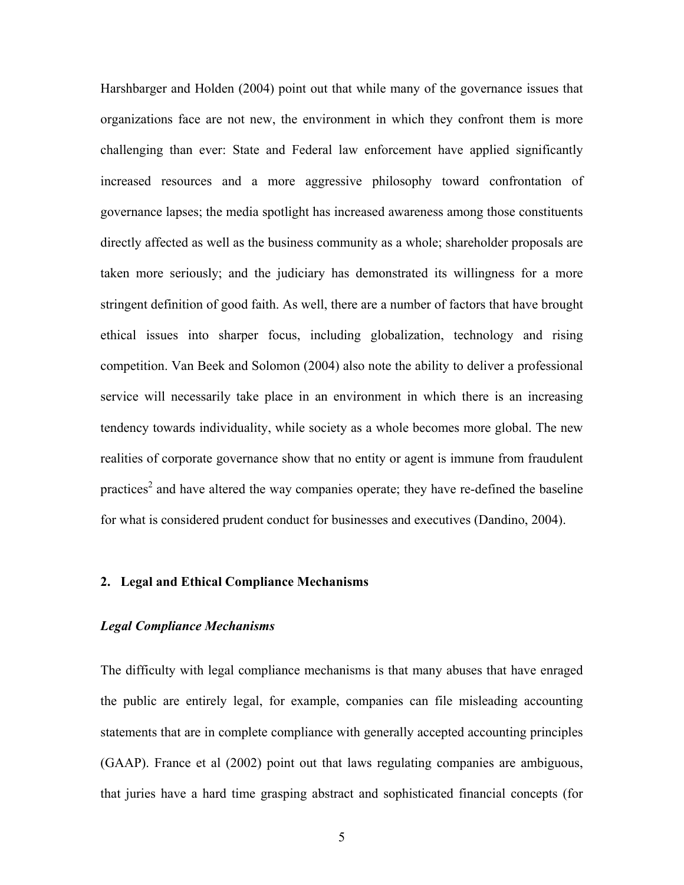Harshbarger and Holden (2004) point out that while many of the governance issues that organizations face are not new, the environment in which they confront them is more challenging than ever: State and Federal law enforcement have applied significantly increased resources and a more aggressive philosophy toward confrontation of governance lapses; the media spotlight has increased awareness among those constituents directly affected as well as the business community as a whole; shareholder proposals are taken more seriously; and the judiciary has demonstrated its willingness for a more stringent definition of good faith. As well, there are a number of factors that have brought ethical issues into sharper focus, including globalization, technology and rising competition. Van Beek and Solomon (2004) also note the ability to deliver a professional service will necessarily take place in an environment in which there is an increasing tendency towards individuality, while society as a whole becomes more global. The new realities of corporate governance show that no entity or agent is immune from fraudulent practices[2] and have altered the way companies operate; they have re-defined the baseline for what is considered prudent conduct for businesses and executives (Dandino, 2004).

## 2. Legal and Ethical Compliance Mechanisms

### *Legal Compliance Mechanisms*

The difficulty with legal compliance mechanisms is that many abuses that have enraged the public are entirely legal, for example, companies can file misleading accounting statements that are in complete compliance with generally accepted accounting principles (GAAP). France et al (2002) point out that laws regulating companies are ambiguous, that juries have a hard time grasping abstract and sophisticated financial concepts (for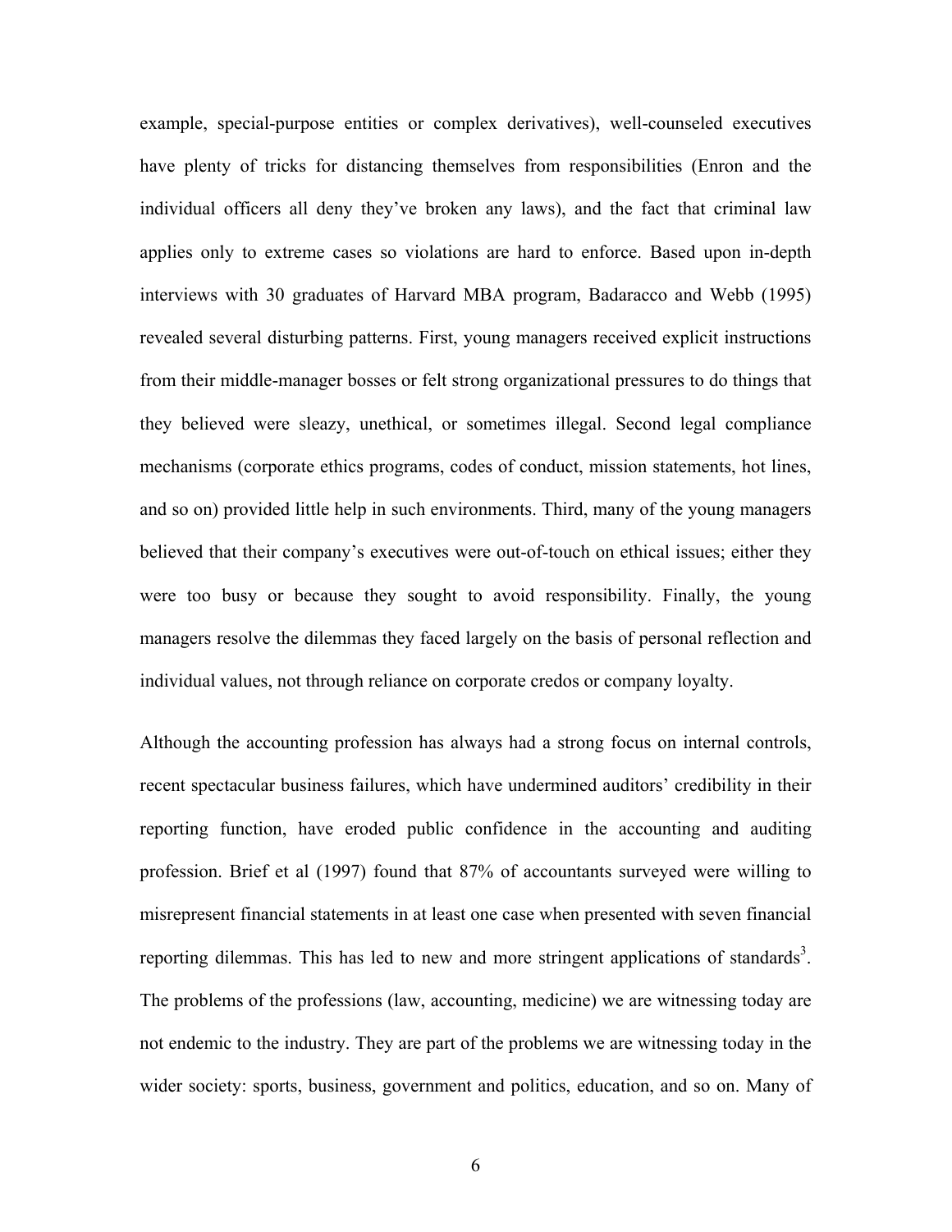example, special-purpose entities or complex derivatives), well-counseled executives have plenty of tricks for distancing themselves from responsibilities (Enron and the individual officers all deny they've broken any laws), and the fact that criminal law applies only to extreme cases so violations are hard to enforce. Based upon in-depth interviews with 30 graduates of Harvard MBA program, Badaracco and Webb (1995) revealed several disturbing patterns. First, young managers received explicit instructions from their middle-manager bosses or felt strong organizational pressures to do things that they believed were sleazy, unethical, or sometimes illegal. Second legal compliance mechanisms (corporate ethics programs, codes of conduct, mission statements, hot lines, and so on) provided little help in such environments. Third, many of the young managers believed that their company's executives were out-of-touch on ethical issues; either they were too busy or because they sought to avoid responsibility. Finally, the young managers resolve the dilemmas they faced largely on the basis of personal reflection and individual values, not through reliance on corporate credos or company loyalty.

Although the accounting profession has always had a strong focus on internal controls, recent spectacular business failures, which have undermined auditors' credibility in their reporting function, have eroded public confidence in the accounting and auditing profession. Brief et al (1997) found that 87% of accountants surveyed were willing to misrepresent financial statements in at least one case when presented with seven financial reporting dilemmas. This has led to new and more stringent applications of standards[3]. The problems of the professions (law, accounting, medicine) we are witnessing today are not endemic to the industry. They are part of the problems we are witnessing today in the wider society: sports, business, government and politics, education, and so on. Many of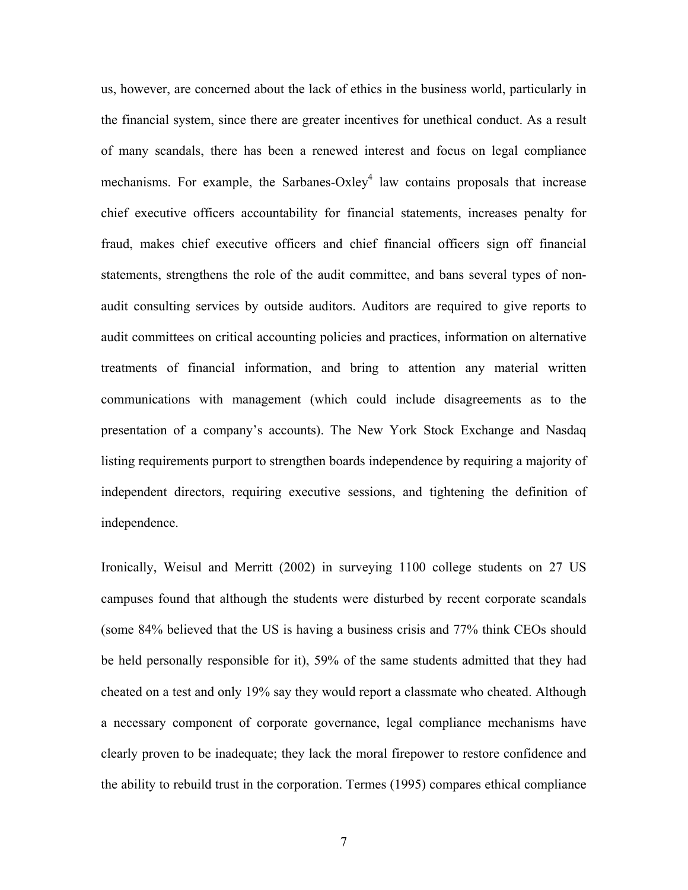us, however, are concerned about the lack of ethics in the business world, particularly in the financial system, since there are greater incentives for unethical conduct. As a result of many scandals, there has been a renewed interest and focus on legal compliance mechanisms. For example, the Sarbanes-Oxley[4] law contains proposals that increase chief executive officers accountability for financial statements, increases penalty for fraud, makes chief executive officers and chief financial officers sign off financial statements, strengthens the role of the audit committee, and bans several types of non-audit consulting services by outside auditors. Auditors are required to give reports to audit committees on critical accounting policies and practices, information on alternative treatments of financial information, and bring to attention any material written communications with management (which could include disagreements as to the presentation of a company's accounts). The New York Stock Exchange and Nasdaq listing requirements purport to strengthen boards independence by requiring a majority of independent directors, requiring executive sessions, and tightening the definition of independence.

Ironically, Weisul and Merritt (2002) in surveying 1100 college students on 27 US campuses found that although the students were disturbed by recent corporate scandals (some 84% believed that the US is having a business crisis and 77% think CEOs should be held personally responsible for it), 59% of the same students admitted that they had cheated on a test and only 19% say they would report a classmate who cheated. Although a necessary component of corporate governance, legal compliance mechanisms have clearly proven to be inadequate; they lack the moral firepower to restore confidence and the ability to rebuild trust in the corporation. Termes (1995) compares ethical compliance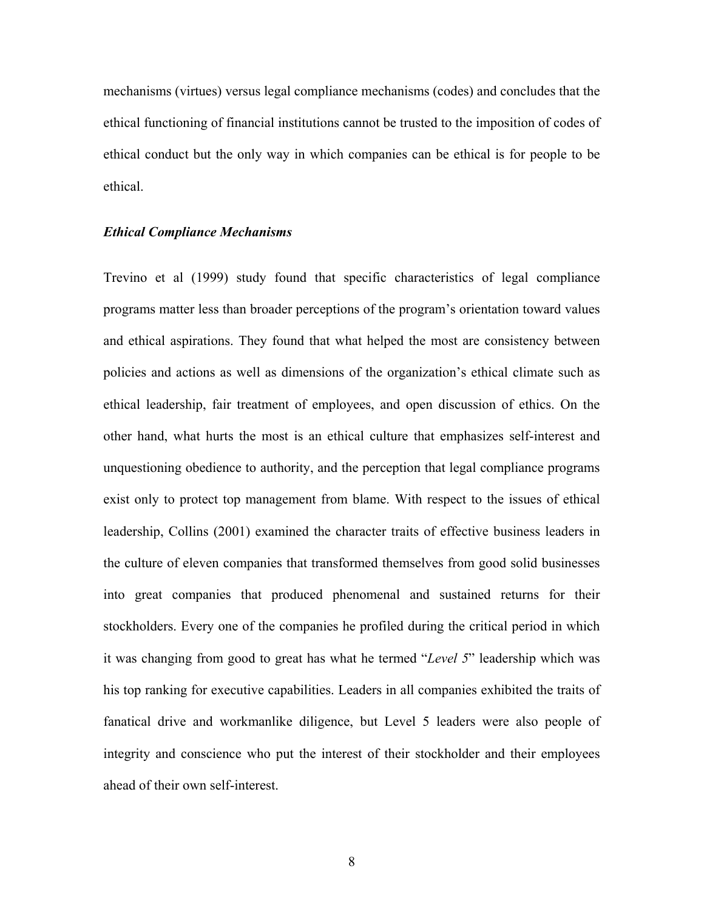mechanisms (virtues) versus legal compliance mechanisms (codes) and concludes that the ethical functioning of financial institutions cannot be trusted to the imposition of codes of ethical conduct but the only way in which companies can be ethical is for people to be ethical.

***Ethical Compliance Mechanisms***

Trevino et al (1999) study found that specific characteristics of legal compliance programs matter less than broader perceptions of the program's orientation toward values and ethical aspirations. They found that what helped the most are consistency between policies and actions as well as dimensions of the organization's ethical climate such as ethical leadership, fair treatment of employees, and open discussion of ethics. On the other hand, what hurts the most is an ethical culture that emphasizes self-interest and unquestioning obedience to authority, and the perception that legal compliance programs exist only to protect top management from blame. With respect to the issues of ethical leadership, Collins (2001) examined the character traits of effective business leaders in the culture of eleven companies that transformed themselves from good solid businesses into great companies that produced phenomenal and sustained returns for their stockholders. Every one of the companies he profiled during the critical period in which it was changing from good to great has what he termed "*Level 5*" leadership which was his top ranking for executive capabilities. Leaders in all companies exhibited the traits of fanatical drive and workmanlike diligence, but Level 5 leaders were also people of integrity and conscience who put the interest of their stockholder and their employees ahead of their own self-interest.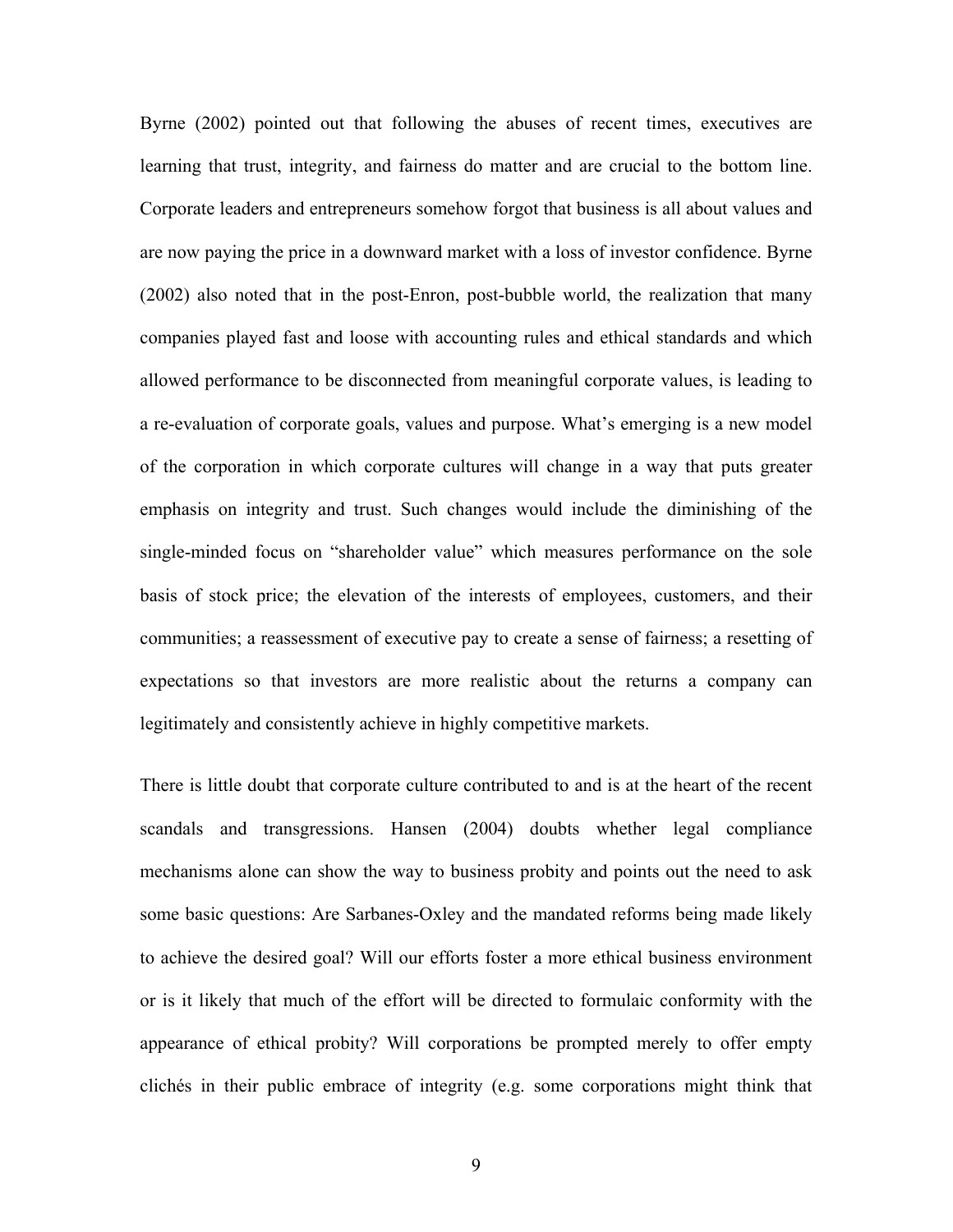Byrne (2002) pointed out that following the abuses of recent times, executives are learning that trust, integrity, and fairness do matter and are crucial to the bottom line. Corporate leaders and entrepreneurs somehow forgot that business is all about values and are now paying the price in a downward market with a loss of investor confidence. Byrne (2002) also noted that in the post-Enron, post-bubble world, the realization that many companies played fast and loose with accounting rules and ethical standards and which allowed performance to be disconnected from meaningful corporate values, is leading to a re-evaluation of corporate goals, values and purpose. What's emerging is a new model of the corporation in which corporate cultures will change in a way that puts greater emphasis on integrity and trust. Such changes would include the diminishing of the single-minded focus on "shareholder value" which measures performance on the sole basis of stock price; the elevation of the interests of employees, customers, and their communities; a reassessment of executive pay to create a sense of fairness; a resetting of expectations so that investors are more realistic about the returns a company can legitimately and consistently achieve in highly competitive markets.

There is little doubt that corporate culture contributed to and is at the heart of the recent scandals and transgressions. Hansen (2004) doubts whether legal compliance mechanisms alone can show the way to business probity and points out the need to ask some basic questions: Are Sarbanes-Oxley and the mandated reforms being made likely to achieve the desired goal? Will our efforts foster a more ethical business environment or is it likely that much of the effort will be directed to formulaic conformity with the appearance of ethical probity? Will corporations be prompted merely to offer empty clichés in their public embrace of integrity (e.g. some corporations might think that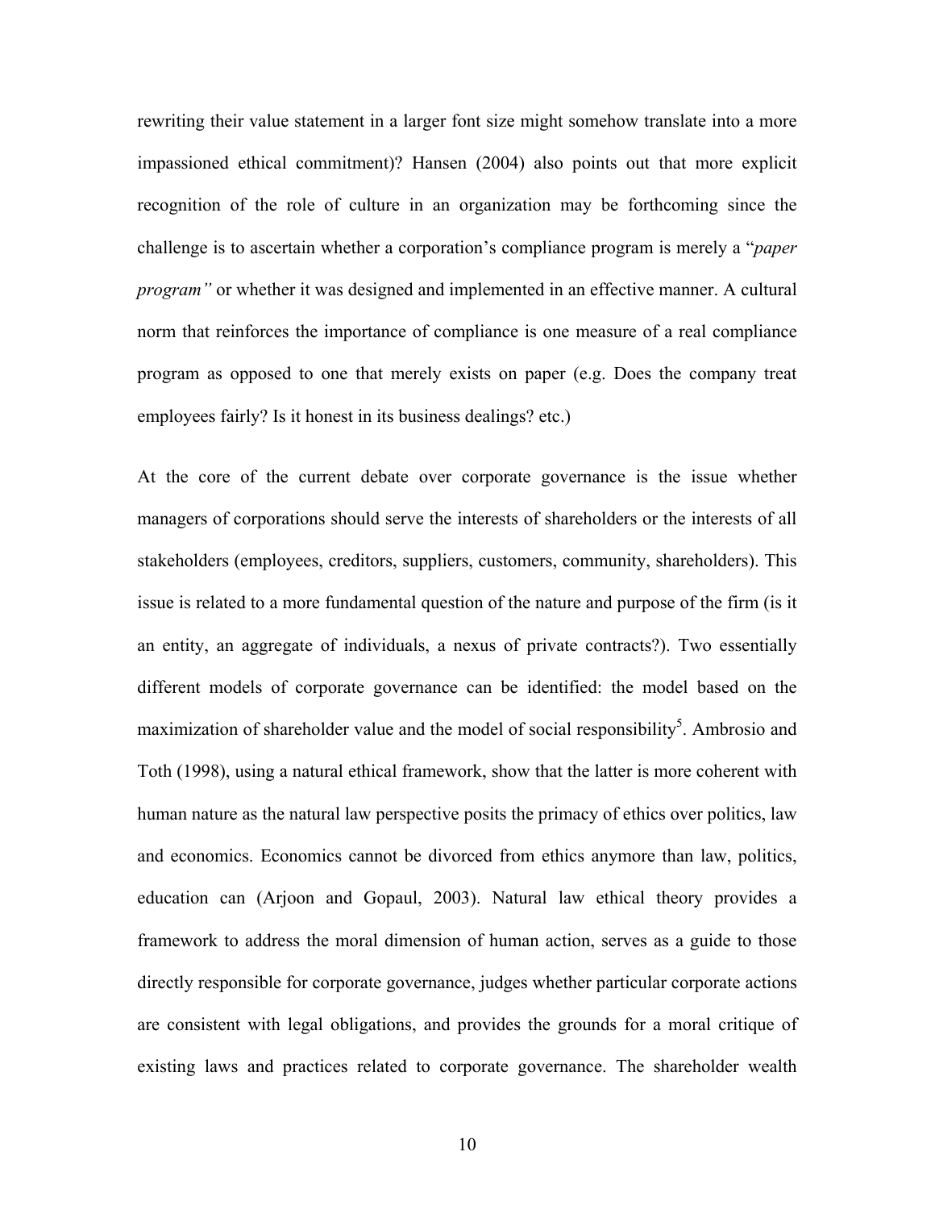rewriting their value statement in a larger font size might somehow translate into a more impassioned ethical commitment)? Hansen (2004) also points out that more explicit recognition of the role of culture in an organization may be forthcoming since the challenge is to ascertain whether a corporation's compliance program is merely a "*paper program"* or whether it was designed and implemented in an effective manner. A cultural norm that reinforces the importance of compliance is one measure of a real compliance program as opposed to one that merely exists on paper (e.g. Does the company treat employees fairly? Is it honest in its business dealings? etc.)

At the core of the current debate over corporate governance is the issue whether managers of corporations should serve the interests of shareholders or the interests of all stakeholders (employees, creditors, suppliers, customers, community, shareholders). This issue is related to a more fundamental question of the nature and purpose of the firm (is it an entity, an aggregate of individuals, a nexus of private contracts?). Two essentially different models of corporate governance can be identified: the model based on the maximization of shareholder value and the model of social responsibility[5]. Ambrosio and Toth (1998), using a natural ethical framework, show that the latter is more coherent with human nature as the natural law perspective posits the primacy of ethics over politics, law and economics. Economics cannot be divorced from ethics anymore than law, politics, education can (Arjoon and Gopaul, 2003). Natural law ethical theory provides a framework to address the moral dimension of human action, serves as a guide to those directly responsible for corporate governance, judges whether particular corporate actions are consistent with legal obligations, and provides the grounds for a moral critique of existing laws and practices related to corporate governance. The shareholder wealth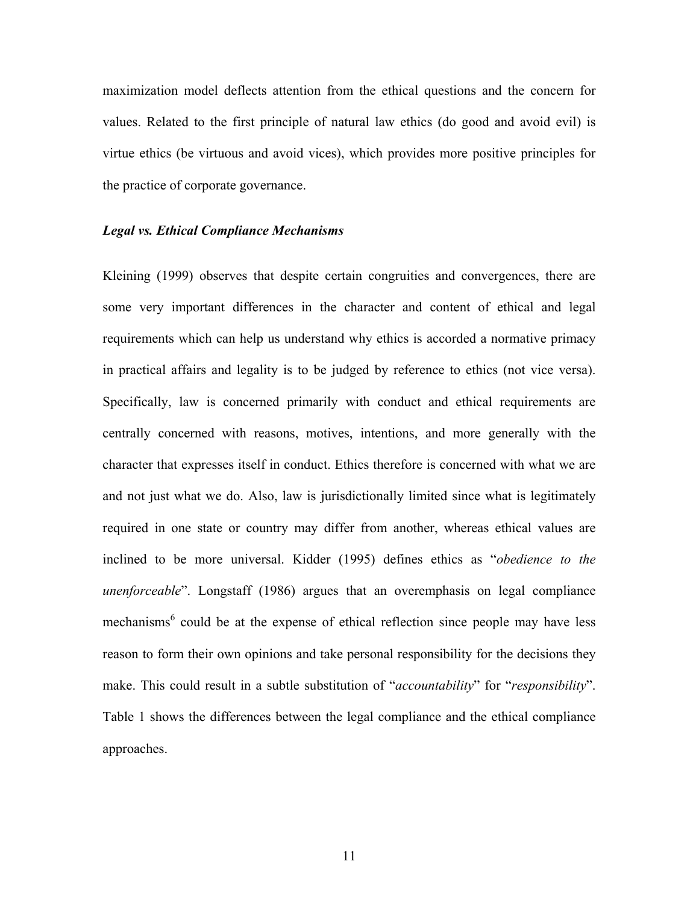maximization model deflects attention from the ethical questions and the concern for values. Related to the first principle of natural law ethics (do good and avoid evil) is virtue ethics (be virtuous and avoid vices), which provides more positive principles for the practice of corporate governance.

### *Legal vs. Ethical Compliance Mechanisms*

Kleining (1999) observes that despite certain congruities and convergences, there are some very important differences in the character and content of ethical and legal requirements which can help us understand why ethics is accorded a normative primacy in practical affairs and legality is to be judged by reference to ethics (not vice versa). Specifically, law is concerned primarily with conduct and ethical requirements are centrally concerned with reasons, motives, intentions, and more generally with the character that expresses itself in conduct. Ethics therefore is concerned with what we are and not just what we do. Also, law is jurisdictionally limited since what is legitimately required in one state or country may differ from another, whereas ethical values are inclined to be more universal. Kidder (1995) defines ethics as "*obedience to the unenforceable*". Longstaff (1986) argues that an overemphasis on legal compliance mechanisms[6] could be at the expense of ethical reflection since people may have less reason to form their own opinions and take personal responsibility for the decisions they make. This could result in a subtle substitution of "*accountability*" for "*responsibility*". Table 1 shows the differences between the legal compliance and the ethical compliance approaches.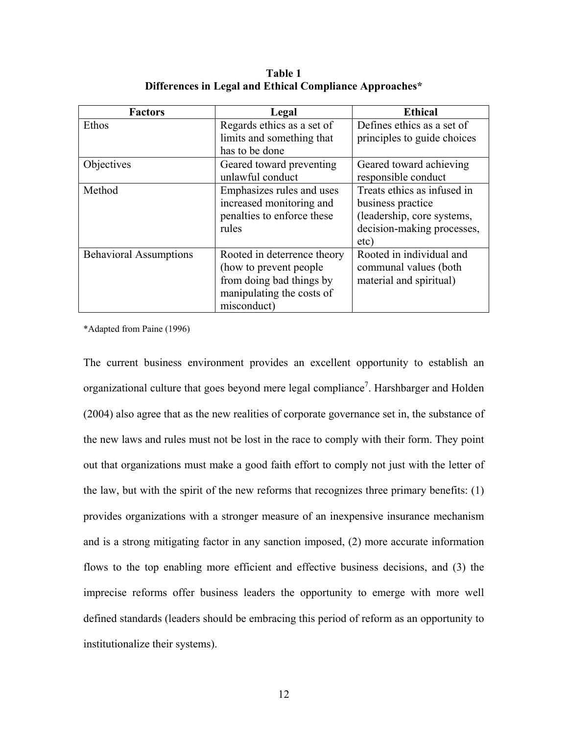**Table 1**
**Differences in Legal and Ethical Compliance Approaches***

| Factors | Legal | Ethical |
|---|---|---|
| Ethos | Regards ethics as a set of limits and something that has to be done | Defines ethics as a set of principles to guide choices |
| Objectives | Geared toward preventing unlawful conduct | Geared toward achieving responsible conduct |
| Method | Emphasizes rules and uses increased monitoring and penalties to enforce these rules | Treats ethics as infused in business practice (leadership, core systems, decision-making processes, etc) |
| Behavioral Assumptions | Rooted in deterrence theory (how to prevent people from doing bad things by manipulating the costs of misconduct) | Rooted in individual and communal values (both material and spiritual) |

*Adapted from Paine (1996)

The current business environment provides an excellent opportunity to establish an organizational culture that goes beyond mere legal compliance[7]. Harshbarger and Holden (2004) also agree that as the new realities of corporate governance set in, the substance of the new laws and rules must not be lost in the race to comply with their form. They point out that organizations must make a good faith effort to comply not just with the letter of the law, but with the spirit of the new reforms that recognizes three primary benefits: (1) provides organizations with a stronger measure of an inexpensive insurance mechanism and is a strong mitigating factor in any sanction imposed, (2) more accurate information flows to the top enabling more efficient and effective business decisions, and (3) the imprecise reforms offer business leaders the opportunity to emerge with more well defined standards (leaders should be embracing this period of reform as an opportunity to institutionalize their systems).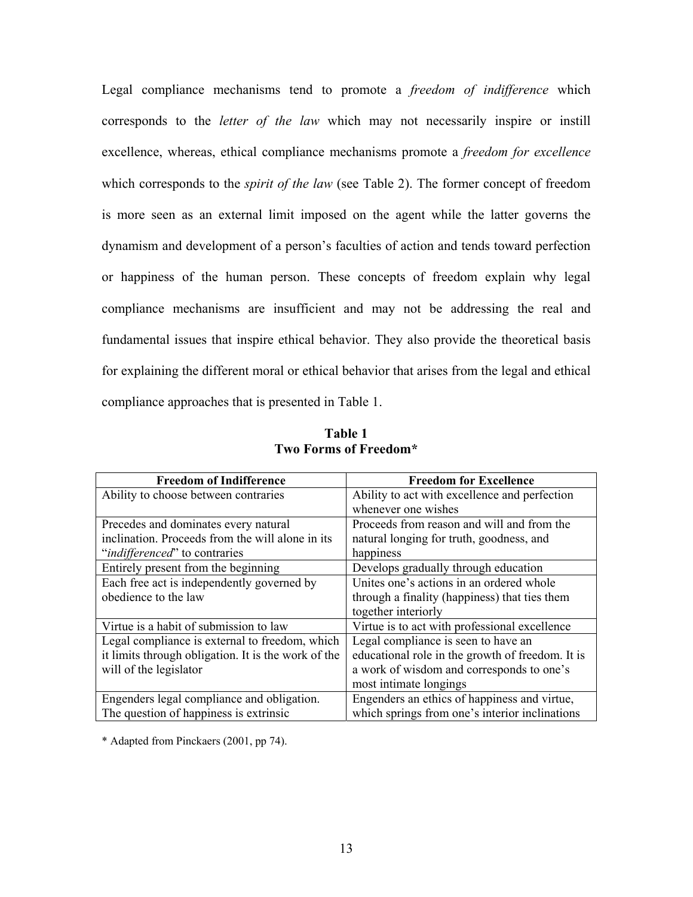Legal compliance mechanisms tend to promote a *freedom of indifference* which corresponds to the *letter of the law* which may not necessarily inspire or instill excellence, whereas, ethical compliance mechanisms promote a *freedom for excellence* which corresponds to the *spirit of the law* (see Table 2). The former concept of freedom is more seen as an external limit imposed on the agent while the latter governs the dynamism and development of a person's faculties of action and tends toward perfection or happiness of the human person. These concepts of freedom explain why legal compliance mechanisms are insufficient and may not be addressing the real and fundamental issues that inspire ethical behavior. They also provide the theoretical basis for explaining the different moral or ethical behavior that arises from the legal and ethical compliance approaches that is presented in Table 1.

**Table 1**
**Two Forms of Freedom***

| Freedom of Indifference | Freedom for Excellence |
|---|---|
| Ability to choose between contraries | Ability to act with excellence and perfection whenever one wishes |
| Precedes and dominates every natural inclination. Proceeds from the will alone in its "*indifferenced*" to contraries | Proceeds from reason and will and from the natural longing for truth, goodness, and happiness |
| Entirely present from the beginning | Develops gradually through education |
| Each free act is independently governed by obedience to the law | Unites one's actions in an ordered whole through a finality (happiness) that ties them together interiorly |
| Virtue is a habit of submission to law | Virtue is to act with professional excellence |
| Legal compliance is external to freedom, which it limits through obligation. It is the work of the will of the legislator | Legal compliance is seen to have an educational role in the growth of freedom. It is a work of wisdom and corresponds to one's most intimate longings |
| Engenders legal compliance and obligation. The question of happiness is extrinsic | Engenders an ethics of happiness and virtue, which springs from one's interior inclinations |

* Adapted from Pinckaers (2001, pp 74).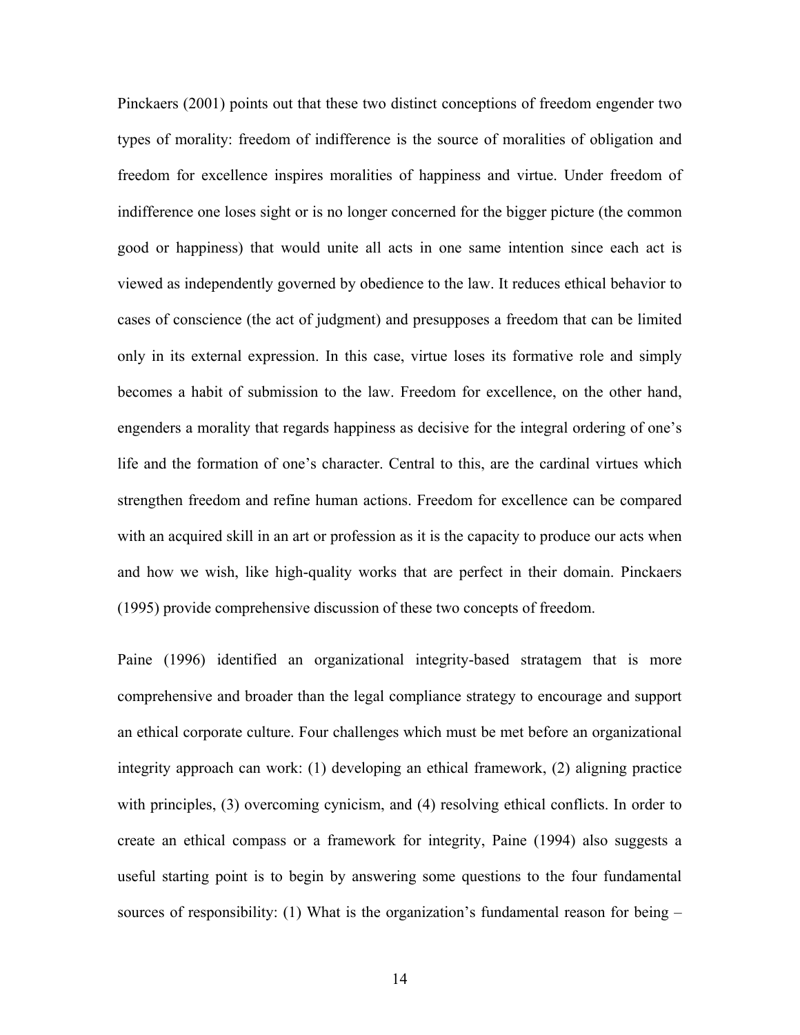Pinckaers (2001) points out that these two distinct conceptions of freedom engender two types of morality: freedom of indifference is the source of moralities of obligation and freedom for excellence inspires moralities of happiness and virtue. Under freedom of indifference one loses sight or is no longer concerned for the bigger picture (the common good or happiness) that would unite all acts in one same intention since each act is viewed as independently governed by obedience to the law. It reduces ethical behavior to cases of conscience (the act of judgment) and presupposes a freedom that can be limited only in its external expression. In this case, virtue loses its formative role and simply becomes a habit of submission to the law. Freedom for excellence, on the other hand, engenders a morality that regards happiness as decisive for the integral ordering of one's life and the formation of one's character. Central to this, are the cardinal virtues which strengthen freedom and refine human actions. Freedom for excellence can be compared with an acquired skill in an art or profession as it is the capacity to produce our acts when and how we wish, like high-quality works that are perfect in their domain. Pinckaers (1995) provide comprehensive discussion of these two concepts of freedom.

Paine (1996) identified an organizational integrity-based stratagem that is more comprehensive and broader than the legal compliance strategy to encourage and support an ethical corporate culture. Four challenges which must be met before an organizational integrity approach can work: (1) developing an ethical framework, (2) aligning practice with principles, (3) overcoming cynicism, and (4) resolving ethical conflicts. In order to create an ethical compass or a framework for integrity, Paine (1994) also suggests a useful starting point is to begin by answering some questions to the four fundamental sources of responsibility: (1) What is the organization's fundamental reason for being –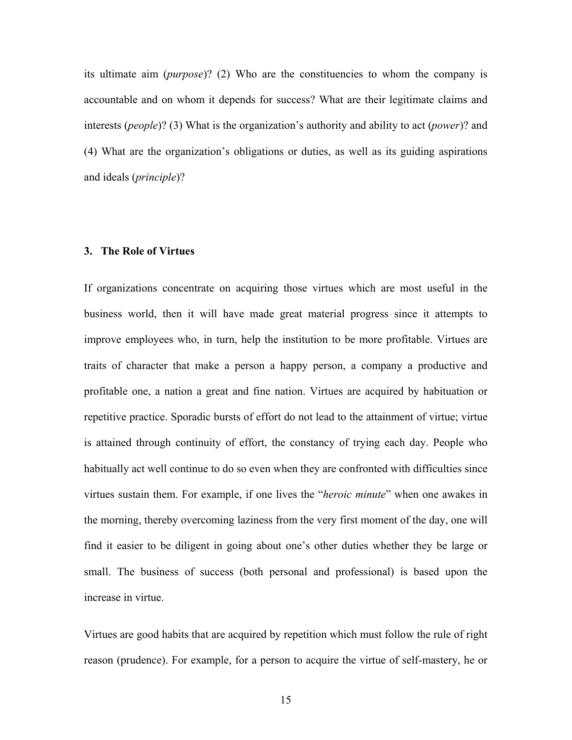its ultimate aim (*purpose*)? (2) Who are the constituencies to whom the company is accountable and on whom it depends for success? What are their legitimate claims and interests (*people*)? (3) What is the organization's authority and ability to act (*power*)? and (4) What are the organization's obligations or duties, as well as its guiding aspirations and ideals (*principle*)?

## 3. The Role of Virtues

If organizations concentrate on acquiring those virtues which are most useful in the business world, then it will have made great material progress since it attempts to improve employees who, in turn, help the institution to be more profitable. Virtues are traits of character that make a person a happy person, a company a productive and profitable one, a nation a great and fine nation. Virtues are acquired by habituation or repetitive practice. Sporadic bursts of effort do not lead to the attainment of virtue; virtue is attained through continuity of effort, the constancy of trying each day. People who habitually act well continue to do so even when they are confronted with difficulties since virtues sustain them. For example, if one lives the "*heroic minute*" when one awakes in the morning, thereby overcoming laziness from the very first moment of the day, one will find it easier to be diligent in going about one's other duties whether they be large or small. The business of success (both personal and professional) is based upon the increase in virtue.

Virtues are good habits that are acquired by repetition which must follow the rule of right reason (prudence). For example, for a person to acquire the virtue of self-mastery, he or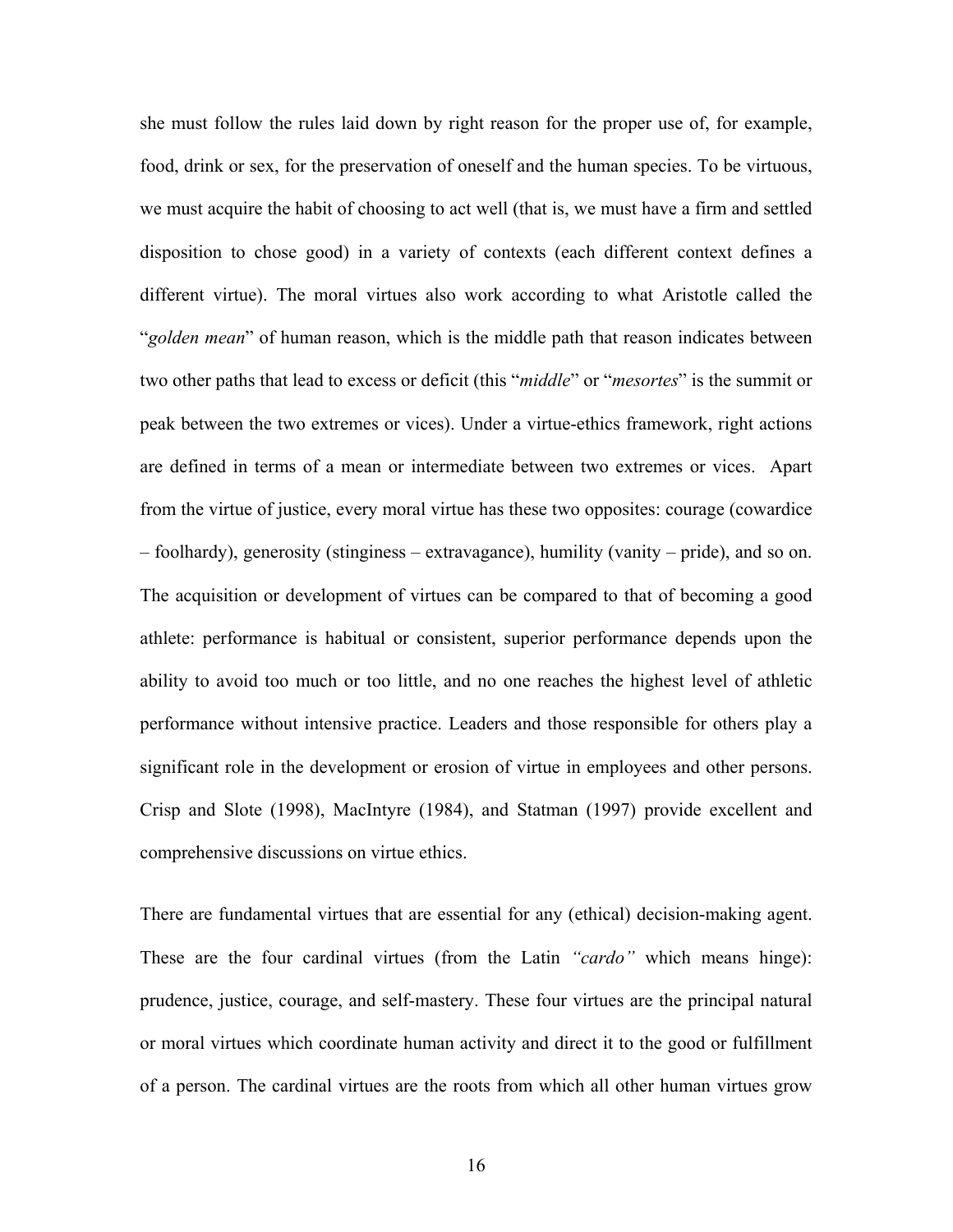she must follow the rules laid down by right reason for the proper use of, for example, food, drink or sex, for the preservation of oneself and the human species. To be virtuous, we must acquire the habit of choosing to act well (that is, we must have a firm and settled disposition to chose good) in a variety of contexts (each different context defines a different virtue). The moral virtues also work according to what Aristotle called the "*golden mean*" of human reason, which is the middle path that reason indicates between two other paths that lead to excess or deficit (this "*middle*" or "*mesortes*" is the summit or peak between the two extremes or vices). Under a virtue-ethics framework, right actions are defined in terms of a mean or intermediate between two extremes or vices. Apart from the virtue of justice, every moral virtue has these two opposites: courage (cowardice – foolhardy), generosity (stinginess – extravagance), humility (vanity – pride), and so on. The acquisition or development of virtues can be compared to that of becoming a good athlete: performance is habitual or consistent, superior performance depends upon the ability to avoid too much or too little, and no one reaches the highest level of athletic performance without intensive practice. Leaders and those responsible for others play a significant role in the development or erosion of virtue in employees and other persons. Crisp and Slote (1998), MacIntyre (1984), and Statman (1997) provide excellent and comprehensive discussions on virtue ethics.

There are fundamental virtues that are essential for any (ethical) decision-making agent. These are the four cardinal virtues (from the Latin *"cardo"* which means hinge): prudence, justice, courage, and self-mastery. These four virtues are the principal natural or moral virtues which coordinate human activity and direct it to the good or fulfillment of a person. The cardinal virtues are the roots from which all other human virtues grow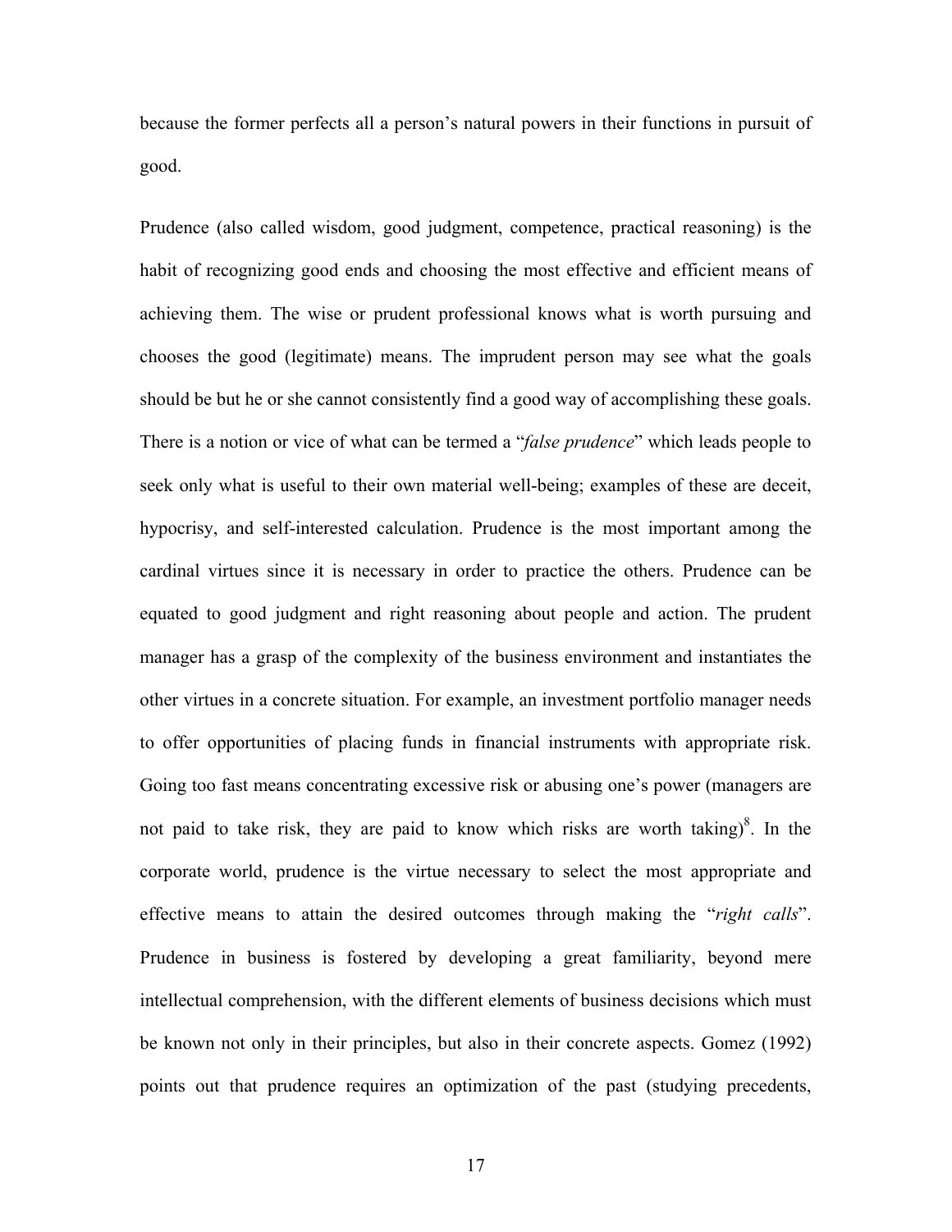because the former perfects all a person's natural powers in their functions in pursuit of good.

Prudence (also called wisdom, good judgment, competence, practical reasoning) is the habit of recognizing good ends and choosing the most effective and efficient means of achieving them. The wise or prudent professional knows what is worth pursuing and chooses the good (legitimate) means. The imprudent person may see what the goals should be but he or she cannot consistently find a good way of accomplishing these goals. There is a notion or vice of what can be termed a "*false prudence*" which leads people to seek only what is useful to their own material well-being; examples of these are deceit, hypocrisy, and self-interested calculation. Prudence is the most important among the cardinal virtues since it is necessary in order to practice the others. Prudence can be equated to good judgment and right reasoning about people and action. The prudent manager has a grasp of the complexity of the business environment and instantiates the other virtues in a concrete situation. For example, an investment portfolio manager needs to offer opportunities of placing funds in financial instruments with appropriate risk. Going too fast means concentrating excessive risk or abusing one's power (managers are not paid to take risk, they are paid to know which risks are worth taking)[8]. In the corporate world, prudence is the virtue necessary to select the most appropriate and effective means to attain the desired outcomes through making the "*right calls*". Prudence in business is fostered by developing a great familiarity, beyond mere intellectual comprehension, with the different elements of business decisions which must be known not only in their principles, but also in their concrete aspects. Gomez (1992) points out that prudence requires an optimization of the past (studying precedents,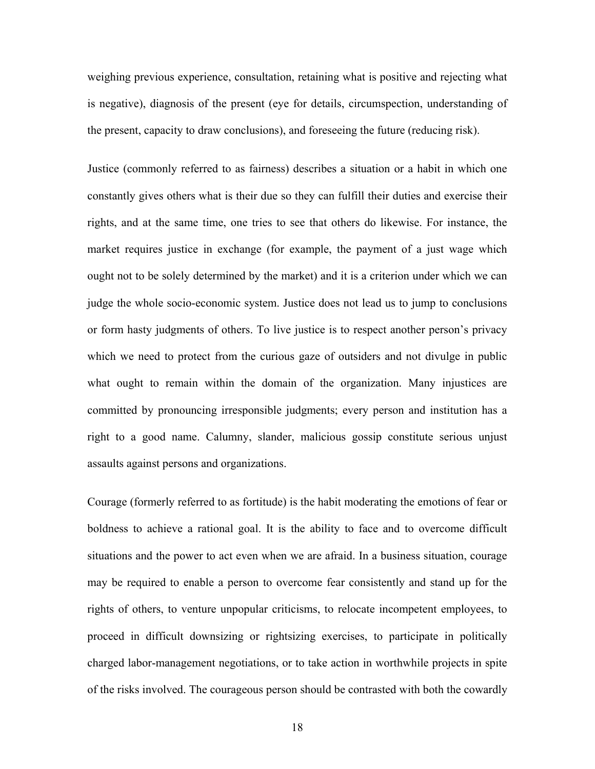weighing previous experience, consultation, retaining what is positive and rejecting what is negative), diagnosis of the present (eye for details, circumspection, understanding of the present, capacity to draw conclusions), and foreseeing the future (reducing risk).

Justice (commonly referred to as fairness) describes a situation or a habit in which one constantly gives others what is their due so they can fulfill their duties and exercise their rights, and at the same time, one tries to see that others do likewise. For instance, the market requires justice in exchange (for example, the payment of a just wage which ought not to be solely determined by the market) and it is a criterion under which we can judge the whole socio-economic system. Justice does not lead us to jump to conclusions or form hasty judgments of others. To live justice is to respect another person's privacy which we need to protect from the curious gaze of outsiders and not divulge in public what ought to remain within the domain of the organization. Many injustices are committed by pronouncing irresponsible judgments; every person and institution has a right to a good name. Calumny, slander, malicious gossip constitute serious unjust assaults against persons and organizations.

Courage (formerly referred to as fortitude) is the habit moderating the emotions of fear or boldness to achieve a rational goal. It is the ability to face and to overcome difficult situations and the power to act even when we are afraid. In a business situation, courage may be required to enable a person to overcome fear consistently and stand up for the rights of others, to venture unpopular criticisms, to relocate incompetent employees, to proceed in difficult downsizing or rightsizing exercises, to participate in politically charged labor-management negotiations, or to take action in worthwhile projects in spite of the risks involved. The courageous person should be contrasted with both the cowardly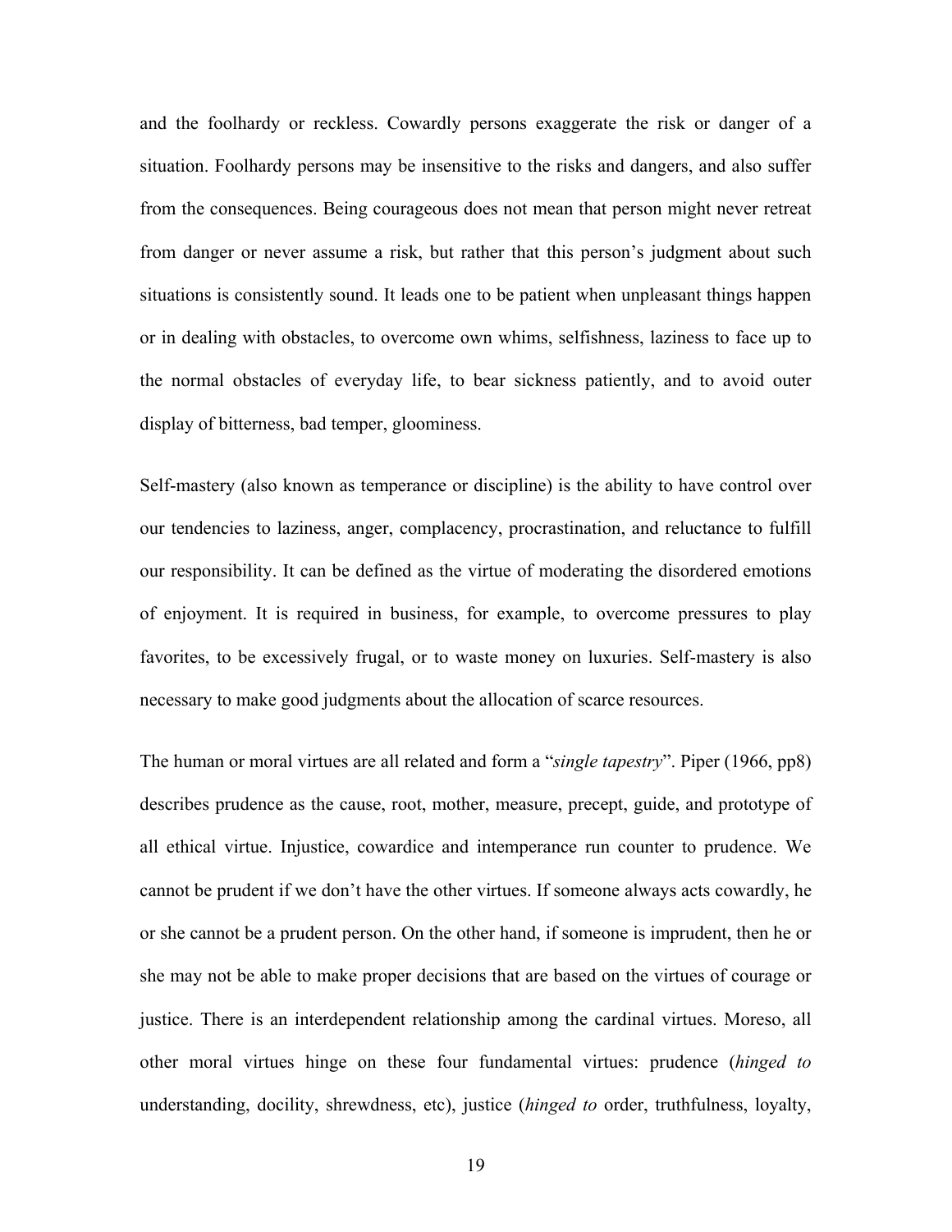and the foolhardy or reckless. Cowardly persons exaggerate the risk or danger of a situation. Foolhardy persons may be insensitive to the risks and dangers, and also suffer from the consequences. Being courageous does not mean that person might never retreat from danger or never assume a risk, but rather that this person's judgment about such situations is consistently sound. It leads one to be patient when unpleasant things happen or in dealing with obstacles, to overcome own whims, selfishness, laziness to face up to the normal obstacles of everyday life, to bear sickness patiently, and to avoid outer display of bitterness, bad temper, gloominess.

Self-mastery (also known as temperance or discipline) is the ability to have control over our tendencies to laziness, anger, complacency, procrastination, and reluctance to fulfill our responsibility. It can be defined as the virtue of moderating the disordered emotions of enjoyment. It is required in business, for example, to overcome pressures to play favorites, to be excessively frugal, or to waste money on luxuries. Self-mastery is also necessary to make good judgments about the allocation of scarce resources.

The human or moral virtues are all related and form a "*single tapestry*". Piper (1966, pp8) describes prudence as the cause, root, mother, measure, precept, guide, and prototype of all ethical virtue. Injustice, cowardice and intemperance run counter to prudence. We cannot be prudent if we don't have the other virtues. If someone always acts cowardly, he or she cannot be a prudent person. On the other hand, if someone is imprudent, then he or she may not be able to make proper decisions that are based on the virtues of courage or justice. There is an interdependent relationship among the cardinal virtues. Moreso, all other moral virtues hinge on these four fundamental virtues: prudence (*hinged to* understanding, docility, shrewdness, etc), justice (*hinged to* order, truthfulness, loyalty,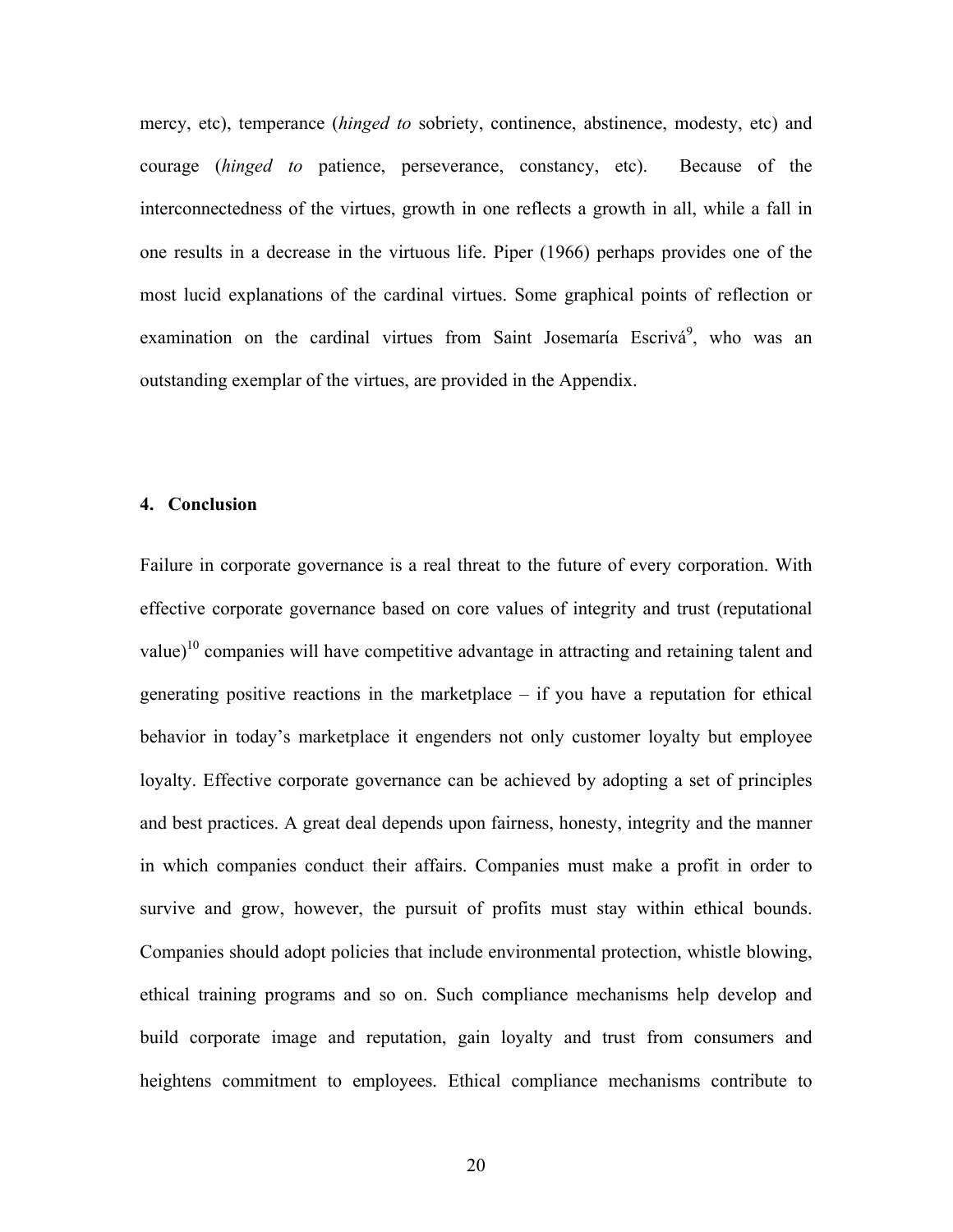mercy, etc), temperance (*hinged to* sobriety, continence, abstinence, modesty, etc) and courage (*hinged to* patience, perseverance, constancy, etc). Because of the interconnectedness of the virtues, growth in one reflects a growth in all, while a fall in one results in a decrease in the virtuous life. Piper (1966) perhaps provides one of the most lucid explanations of the cardinal virtues. Some graphical points of reflection or examination on the cardinal virtues from Saint Josemaría Escrivá[9], who was an outstanding exemplar of the virtues, are provided in the Appendix.

## 4. Conclusion

Failure in corporate governance is a real threat to the future of every corporation. With effective corporate governance based on core values of integrity and trust (reputational value)[10] companies will have competitive advantage in attracting and retaining talent and generating positive reactions in the marketplace – if you have a reputation for ethical behavior in today's marketplace it engenders not only customer loyalty but employee loyalty. Effective corporate governance can be achieved by adopting a set of principles and best practices. A great deal depends upon fairness, honesty, integrity and the manner in which companies conduct their affairs. Companies must make a profit in order to survive and grow, however, the pursuit of profits must stay within ethical bounds. Companies should adopt policies that include environmental protection, whistle blowing, ethical training programs and so on. Such compliance mechanisms help develop and build corporate image and reputation, gain loyalty and trust from consumers and heightens commitment to employees. Ethical compliance mechanisms contribute to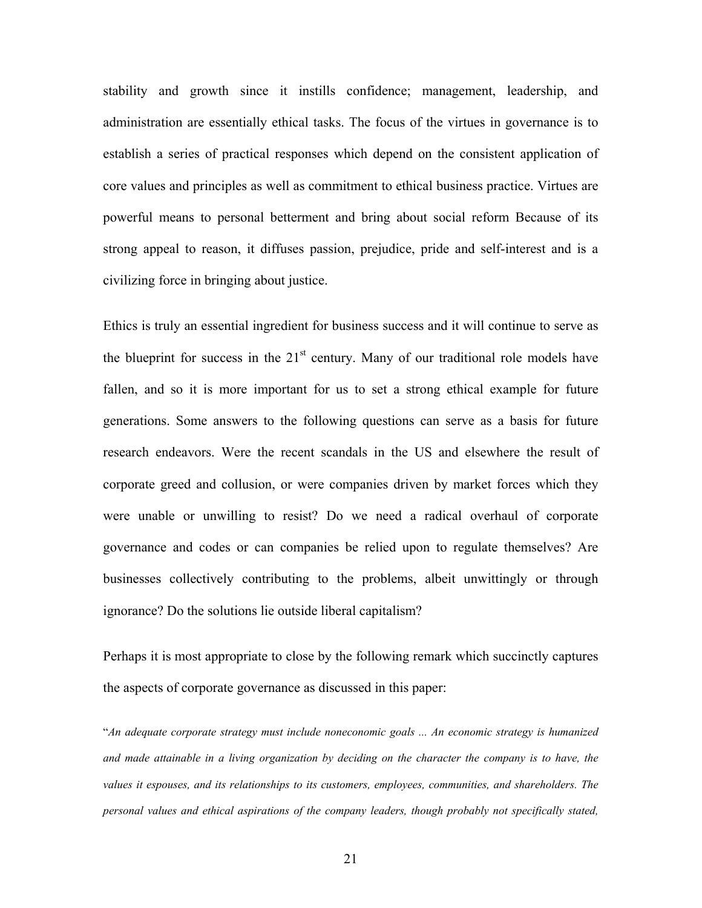stability and growth since it instills confidence; management, leadership, and administration are essentially ethical tasks. The focus of the virtues in governance is to establish a series of practical responses which depend on the consistent application of core values and principles as well as commitment to ethical business practice. Virtues are powerful means to personal betterment and bring about social reform Because of its strong appeal to reason, it diffuses passion, prejudice, pride and self-interest and is a civilizing force in bringing about justice.

Ethics is truly an essential ingredient for business success and it will continue to serve as the blueprint for success in the 21st century. Many of our traditional role models have fallen, and so it is more important for us to set a strong ethical example for future generations. Some answers to the following questions can serve as a basis for future research endeavors. Were the recent scandals in the US and elsewhere the result of corporate greed and collusion, or were companies driven by market forces which they were unable or unwilling to resist? Do we need a radical overhaul of corporate governance and codes or can companies be relied upon to regulate themselves? Are businesses collectively contributing to the problems, albeit unwittingly or through ignorance? Do the solutions lie outside liberal capitalism?

Perhaps it is most appropriate to close by the following remark which succinctly captures the aspects of corporate governance as discussed in this paper:

"*An adequate corporate strategy must include noneconomic goals ... An economic strategy is humanized and made attainable in a living organization by deciding on the character the company is to have, the values it espouses, and its relationships to its customers, employees, communities, and shareholders. The personal values and ethical aspirations of the company leaders, though probably not specifically stated,*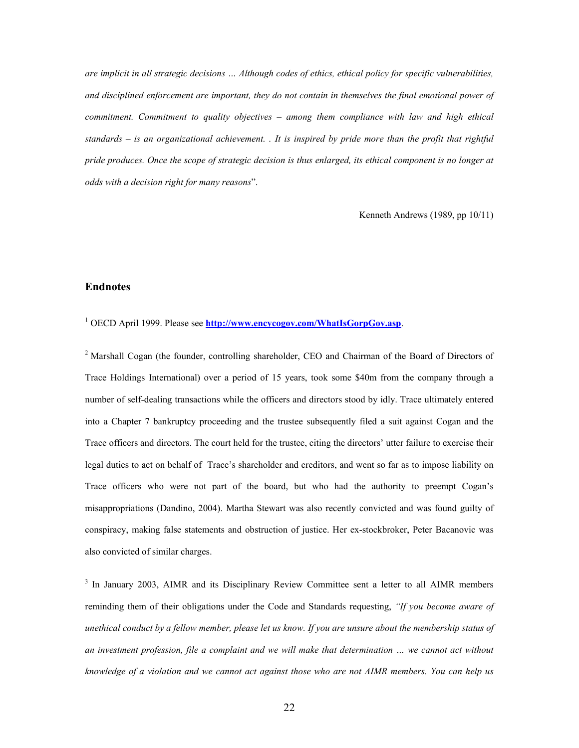*are implicit in all strategic decisions … Although codes of ethics, ethical policy for specific vulnerabilities, and disciplined enforcement are important, they do not contain in themselves the final emotional power of commitment. Commitment to quality objectives – among them compliance with law and high ethical standards – is an organizational achievement. . It is inspired by pride more than the profit that rightful pride produces. Once the scope of strategic decision is thus enlarged, its ethical component is no longer at odds with a decision right for many reasons*".

Kenneth Andrews (1989, pp 10/11)

## Endnotes

[1] OECD April 1999. Please see **http://www.encycogov.com/WhatIsGorpGov.asp**.

[2] Marshall Cogan (the founder, controlling shareholder, CEO and Chairman of the Board of Directors of Trace Holdings International) over a period of 15 years, took some $40m from the company through a number of self-dealing transactions while the officers and directors stood by idly. Trace ultimately entered into a Chapter 7 bankruptcy proceeding and the trustee subsequently filed a suit against Cogan and the Trace officers and directors. The court held for the trustee, citing the directors' utter failure to exercise their legal duties to act on behalf of Trace's shareholder and creditors, and went so far as to impose liability on Trace officers who were not part of the board, but who had the authority to preempt Cogan's misappropriations (Dandino, 2004). Martha Stewart was also recently convicted and was found guilty of conspiracy, making false statements and obstruction of justice. Her ex-stockbroker, Peter Bacanovic was also convicted of similar charges.

[3] In January 2003, AIMR and its Disciplinary Review Committee sent a letter to all AIMR members reminding them of their obligations under the Code and Standards requesting, *"If you become aware of unethical conduct by a fellow member, please let us know. If you are unsure about the membership status of an investment profession, file a complaint and we will make that determination … we cannot act without knowledge of a violation and we cannot act against those who are not AIMR members. You can help us*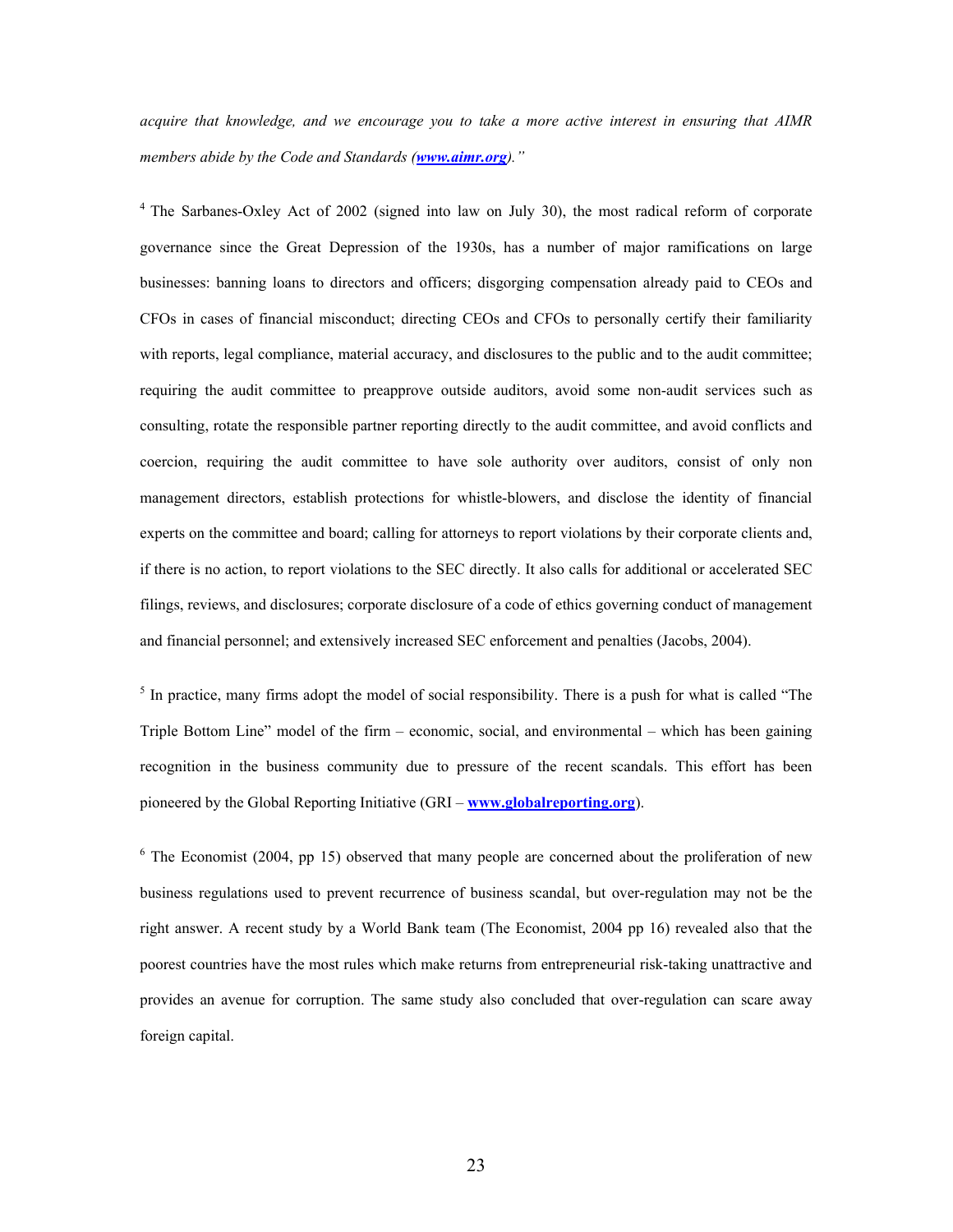*acquire that knowledge, and we encourage you to take a more active interest in ensuring that AIMR members abide by the Code and Standards ([www.aimr.org](http://www.aimr.org)).”*

[4] The Sarbanes-Oxley Act of 2002 (signed into law on July 30), the most radical reform of corporate governance since the Great Depression of the 1930s, has a number of major ramifications on large businesses: banning loans to directors and officers; disgorging compensation already paid to CEOs and CFOs in cases of financial misconduct; directing CEOs and CFOs to personally certify their familiarity with reports, legal compliance, material accuracy, and disclosures to the public and to the audit committee; requiring the audit committee to preapprove outside auditors, avoid some non-audit services such as consulting, rotate the responsible partner reporting directly to the audit committee, and avoid conflicts and coercion, requiring the audit committee to have sole authority over auditors, consist of only non management directors, establish protections for whistle-blowers, and disclose the identity of financial experts on the committee and board; calling for attorneys to report violations by their corporate clients and, if there is no action, to report violations to the SEC directly. It also calls for additional or accelerated SEC filings, reviews, and disclosures; corporate disclosure of a code of ethics governing conduct of management and financial personnel; and extensively increased SEC enforcement and penalties (Jacobs, 2004).

[5] In practice, many firms adopt the model of social responsibility. There is a push for what is called “The Triple Bottom Line” model of the firm – economic, social, and environmental – which has been gaining recognition in the business community due to pressure of the recent scandals. This effort has been pioneered by the Global Reporting Initiative (GRI – **[www.globalreporting.org](http://www.globalreporting.org)**).

[6] The Economist (2004, pp 15) observed that many people are concerned about the proliferation of new business regulations used to prevent recurrence of business scandal, but over-regulation may not be the right answer. A recent study by a World Bank team (The Economist, 2004 pp 16) revealed also that the poorest countries have the most rules which make returns from entrepreneurial risk-taking unattractive and provides an avenue for corruption. The same study also concluded that over-regulation can scare away foreign capital.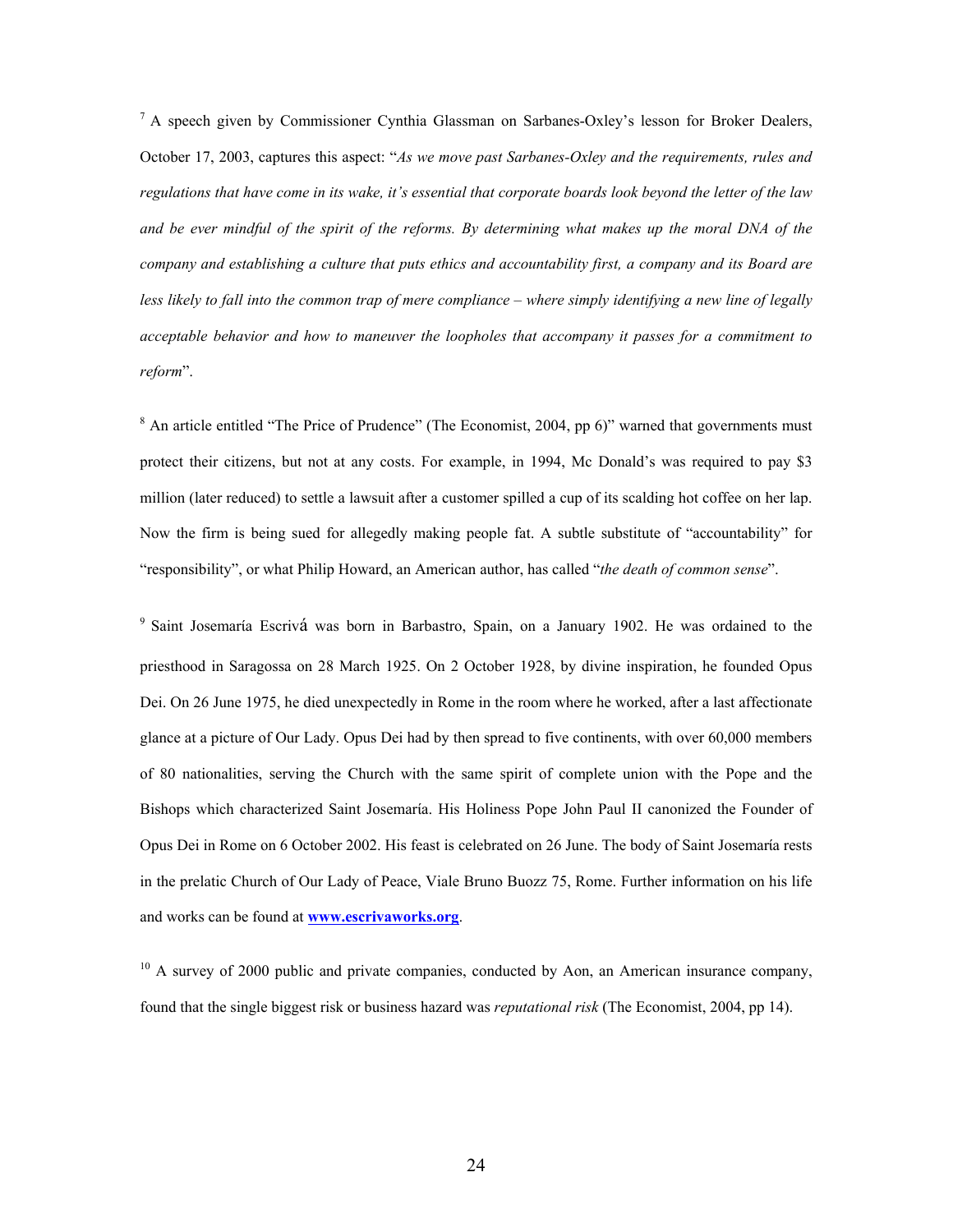[7] A speech given by Commissioner Cynthia Glassman on Sarbanes-Oxley's lesson for Broker Dealers, October 17, 2003, captures this aspect: "*As we move past Sarbanes-Oxley and the requirements, rules and regulations that have come in its wake, it's essential that corporate boards look beyond the letter of the law and be ever mindful of the spirit of the reforms. By determining what makes up the moral DNA of the company and establishing a culture that puts ethics and accountability first, a company and its Board are less likely to fall into the common trap of mere compliance – where simply identifying a new line of legally acceptable behavior and how to maneuver the loopholes that accompany it passes for a commitment to reform*".

[8] An article entitled "The Price of Prudence" (The Economist, 2004, pp 6)" warned that governments must protect their citizens, but not at any costs. For example, in 1994, Mc Donald's was required to pay $3 million (later reduced) to settle a lawsuit after a customer spilled a cup of its scalding hot coffee on her lap. Now the firm is being sued for allegedly making people fat. A subtle substitute of "accountability" for "responsibility", or what Philip Howard, an American author, has called "*the death of common sense*".

[9] Saint Josemaría Escrivá was born in Barbastro, Spain, on a January 1902. He was ordained to the priesthood in Saragossa on 28 March 1925. On 2 October 1928, by divine inspiration, he founded Opus Dei. On 26 June 1975, he died unexpectedly in Rome in the room where he worked, after a last affectionate glance at a picture of Our Lady. Opus Dei had by then spread to five continents, with over 60,000 members of 80 nationalities, serving the Church with the same spirit of complete union with the Pope and the Bishops which characterized Saint Josemaría. His Holiness Pope John Paul II canonized the Founder of Opus Dei in Rome on 6 October 2002. His feast is celebrated on 26 June. The body of Saint Josemaría rests in the prelatic Church of Our Lady of Peace, Viale Bruno Buozz 75, Rome. Further information on his life and works can be found at **www.escrivaworks.org**.

[10] A survey of 2000 public and private companies, conducted by Aon, an American insurance company, found that the single biggest risk or business hazard was *reputational risk* (The Economist, 2004, pp 14).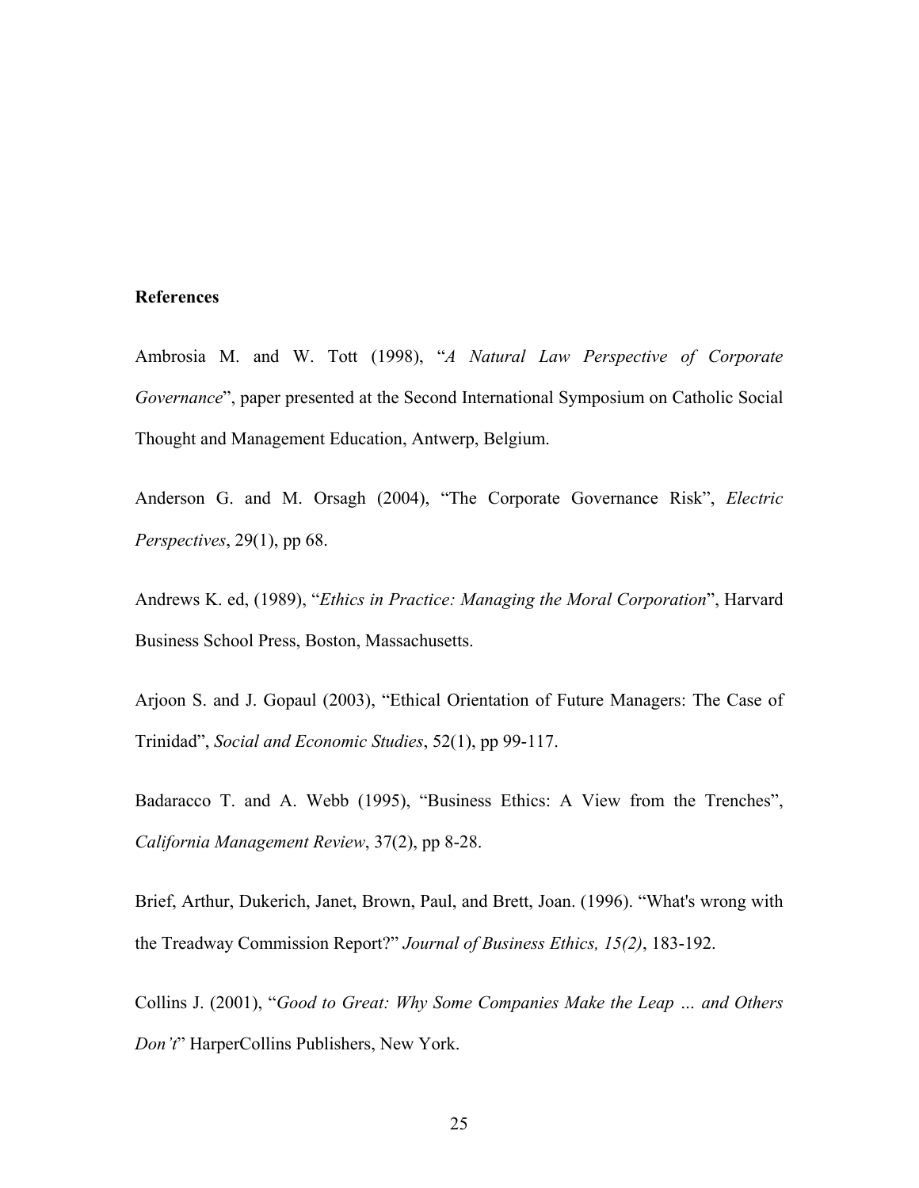**References**

Ambrosia M. and W. Tott (1998), "*A Natural Law Perspective of Corporate Governance*", paper presented at the Second International Symposium on Catholic Social Thought and Management Education, Antwerp, Belgium.

Anderson G. and M. Orsagh (2004), "The Corporate Governance Risk", *Electric Perspectives*, 29(1), pp 68.

Andrews K. ed, (1989), "*Ethics in Practice: Managing the Moral Corporation*", Harvard Business School Press, Boston, Massachusetts.

Arjoon S. and J. Gopaul (2003), "Ethical Orientation of Future Managers: The Case of Trinidad", *Social and Economic Studies*, 52(1), pp 99-117.

Badaracco T. and A. Webb (1995), "Business Ethics: A View from the Trenches", *California Management Review*, 37(2), pp 8-28.

Brief, Arthur, Dukerich, Janet, Brown, Paul, and Brett, Joan. (1996). "What's wrong with the Treadway Commission Report?" *Journal of Business Ethics, 15(2)*, 183-192.

Collins J. (2001), "*Good to Great: Why Some Companies Make the Leap … and Others Don't*" HarperCollins Publishers, New York.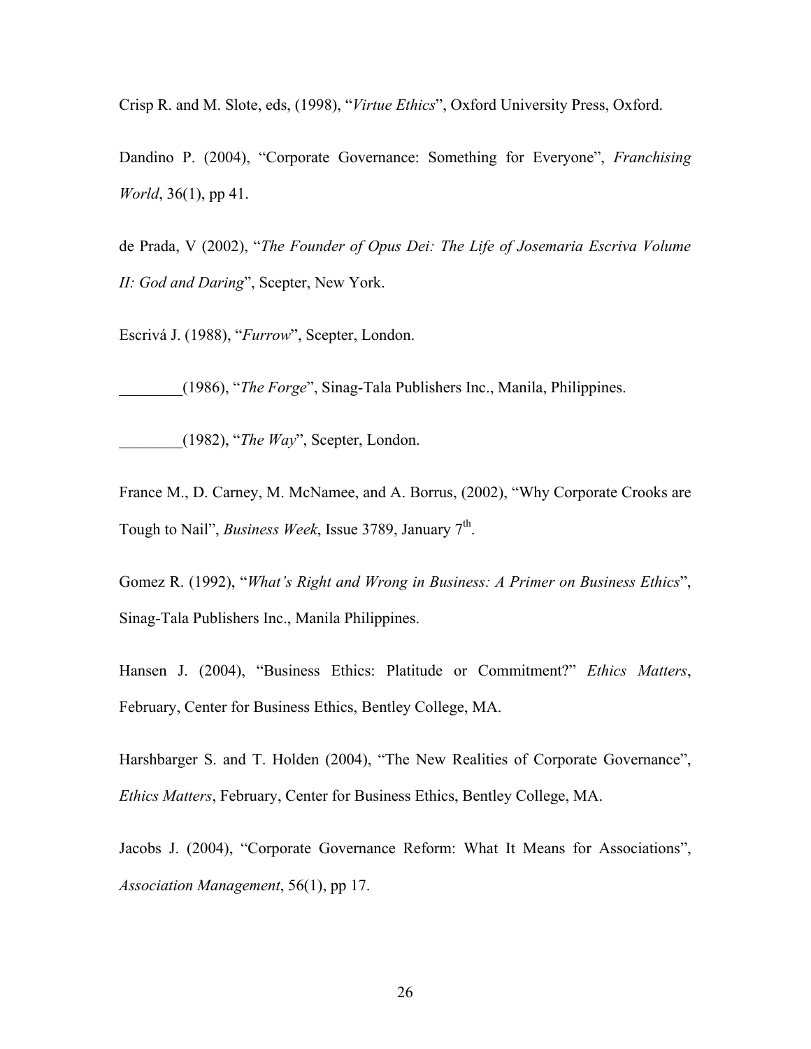Crisp R. and M. Slote, eds, (1998), "*Virtue Ethics*", Oxford University Press, Oxford.

Dandino P. (2004), "Corporate Governance: Something for Everyone", *Franchising World*, 36(1), pp 41.

de Prada, V (2002), "*The Founder of Opus Dei: The Life of Josemaria Escriva Volume II: God and Daring*", Scepter, New York.

Escrivá J. (1988), "*Furrow*", Scepter, London.

________(1986), "*The Forge*", Sinag-Tala Publishers Inc., Manila, Philippines.

________(1982), "*The Way*", Scepter, London.

France M., D. Carney, M. McNamee, and A. Borrus, (2002), "Why Corporate Crooks are Tough to Nail", *Business Week*, Issue 3789, January 7th.

Gomez R. (1992), "*What's Right and Wrong in Business: A Primer on Business Ethics*", Sinag-Tala Publishers Inc., Manila Philippines.

Hansen J. (2004), "Business Ethics: Platitude or Commitment?" *Ethics Matters*, February, Center for Business Ethics, Bentley College, MA.

Harshbarger S. and T. Holden (2004), "The New Realities of Corporate Governance", *Ethics Matters*, February, Center for Business Ethics, Bentley College, MA.

Jacobs J. (2004), "Corporate Governance Reform: What It Means for Associations", *Association Management*, 56(1), pp 17.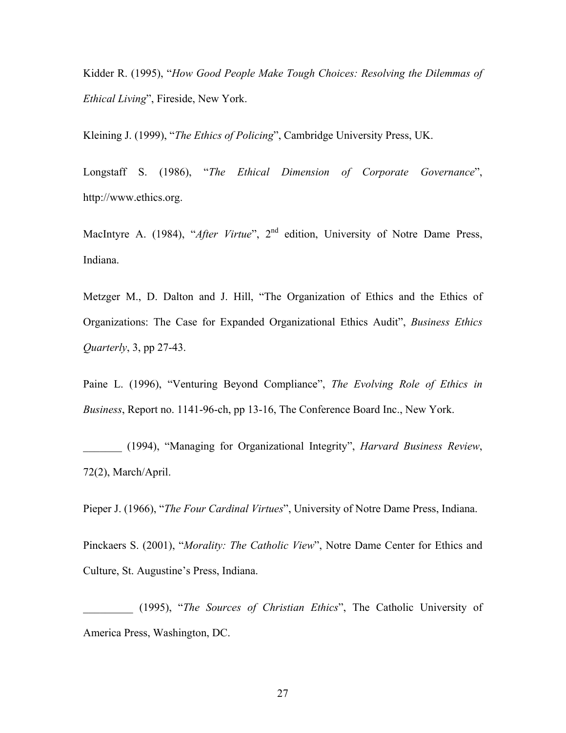Kidder R. (1995), "*How Good People Make Tough Choices: Resolving the Dilemmas of Ethical Living*", Fireside, New York.

Kleining J. (1999), "*The Ethics of Policing*", Cambridge University Press, UK.

Longstaff S. (1986), "*The Ethical Dimension of Corporate Governance*", http://www.ethics.org.

MacIntyre A. (1984), "*After Virtue*", 2nd edition, University of Notre Dame Press, Indiana.

Metzger M., D. Dalton and J. Hill, "The Organization of Ethics and the Ethics of Organizations: The Case for Expanded Organizational Ethics Audit", *Business Ethics Quarterly*, 3, pp 27-43.

Paine L. (1996), "Venturing Beyond Compliance", *The Evolving Role of Ethics in Business*, Report no. 1141-96-ch, pp 13-16, The Conference Board Inc., New York.

_______ (1994), "Managing for Organizational Integrity", *Harvard Business Review*, 72(2), March/April.

Pieper J. (1966), "*The Four Cardinal Virtues*", University of Notre Dame Press, Indiana.

Pinckaers S. (2001), "*Morality: The Catholic View*", Notre Dame Center for Ethics and Culture, St. Augustine's Press, Indiana.

_________ (1995), "*The Sources of Christian Ethics*", The Catholic University of America Press, Washington, DC.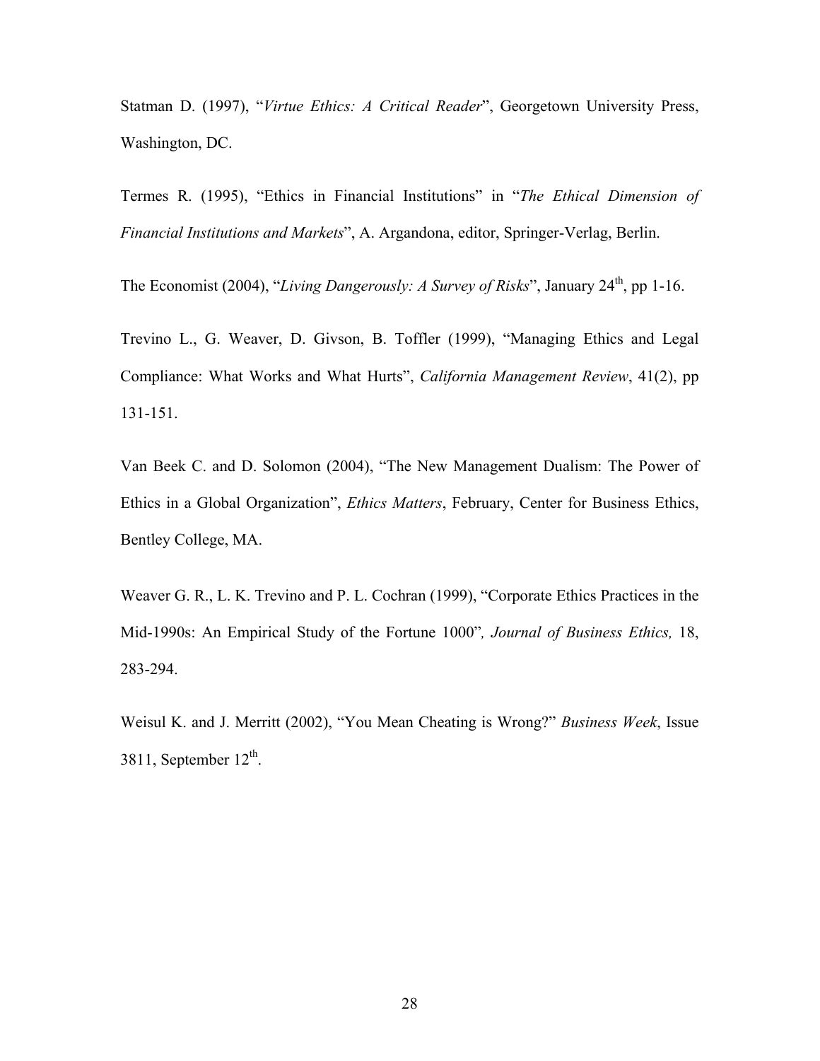Statman D. (1997), "*Virtue Ethics: A Critical Reader*", Georgetown University Press, Washington, DC.

Termes R. (1995), "Ethics in Financial Institutions" in "*The Ethical Dimension of Financial Institutions and Markets*", A. Argandona, editor, Springer-Verlag, Berlin.

The Economist (2004), "*Living Dangerously: A Survey of Risks*", January 24th, pp 1-16.

Trevino L., G. Weaver, D. Givson, B. Toffler (1999), "Managing Ethics and Legal Compliance: What Works and What Hurts", *California Management Review*, 41(2), pp 131-151.

Van Beek C. and D. Solomon (2004), "The New Management Dualism: The Power of Ethics in a Global Organization", *Ethics Matters*, February, Center for Business Ethics, Bentley College, MA.

Weaver G. R., L. K. Trevino and P. L. Cochran (1999), "Corporate Ethics Practices in the Mid-1990s: An Empirical Study of the Fortune 1000"*, Journal of Business Ethics,* 18, 283-294.

Weisul K. and J. Merritt (2002), "You Mean Cheating is Wrong?" *Business Week*, Issue 3811, September 12th.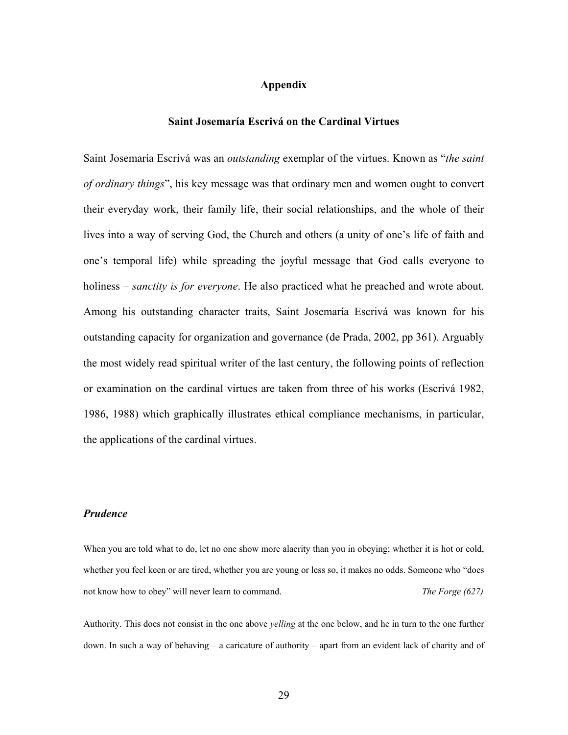## Appendix

### Saint Josemaría Escrivá on the Cardinal Virtues

Saint Josemaría Escrivá was an *outstanding* exemplar of the virtues. Known as "*the saint of ordinary things*", his key message was that ordinary men and women ought to convert their everyday work, their family life, their social relationships, and the whole of their lives into a way of serving God, the Church and others (a unity of one's life of faith and one's temporal life) while spreading the joyful message that God calls everyone to holiness – *sanctity is for everyone*. He also practiced what he preached and wrote about. Among his outstanding character traits, Saint Josemaría Escrivá was known for his outstanding capacity for organization and governance (de Prada, 2002, pp 361). Arguably the most widely read spiritual writer of the last century, the following points of reflection or examination on the cardinal virtues are taken from three of his works (Escrivá 1982, 1986, 1988) which graphically illustrates ethical compliance mechanisms, in particular, the applications of the cardinal virtues.

#### *Prudence*

When you are told what to do, let no one show more alacrity than you in obeying; whether it is hot or cold, whether you feel keen or are tired, whether you are young or less so, it makes no odds. Someone who "does not know how to obey" will never learn to command. *The Forge (627)*

Authority. This does not consist in the one above *yelling* at the one below, and he in turn to the one further down. In such a way of behaving – a caricature of authority – apart from an evident lack of charity and of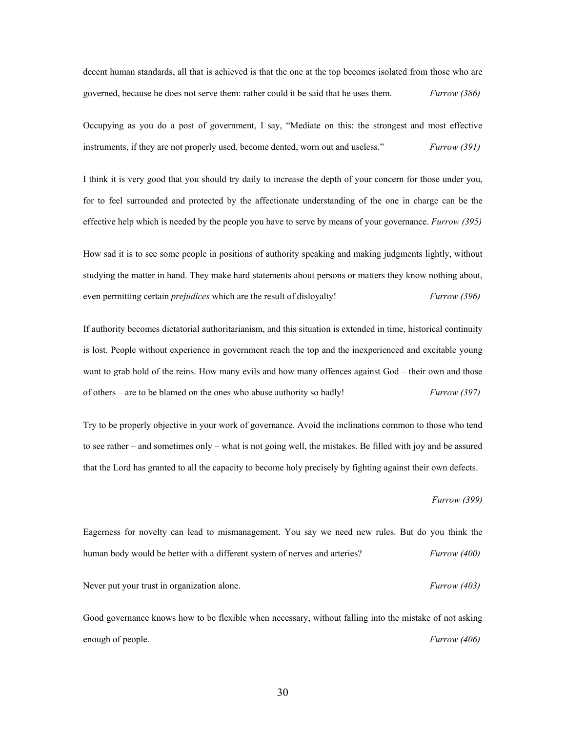decent human standards, all that is achieved is that the one at the top becomes isolated from those who are governed, because he does not serve them: rather could it be said that he uses them. *Furrow (386)*

Occupying as you do a post of government, I say, "Mediate on this: the strongest and most effective instruments, if they are not properly used, become dented, worn out and useless." *Furrow (391)*

I think it is very good that you should try daily to increase the depth of your concern for those under you, for to feel surrounded and protected by the affectionate understanding of the one in charge can be the effective help which is needed by the people you have to serve by means of your governance. *Furrow (395)*

How sad it is to see some people in positions of authority speaking and making judgments lightly, without studying the matter in hand. They make hard statements about persons or matters they know nothing about, even permitting certain *prejudices* which are the result of disloyalty! *Furrow (396)*

If authority becomes dictatorial authoritarianism, and this situation is extended in time, historical continuity is lost. People without experience in government reach the top and the inexperienced and excitable young want to grab hold of the reins. How many evils and how many offences against God – their own and those of others – are to be blamed on the ones who abuse authority so badly! *Furrow (397)*

Try to be properly objective in your work of governance. Avoid the inclinations common to those who tend to see rather – and sometimes only – what is not going well, the mistakes. Be filled with joy and be assured that the Lord has granted to all the capacity to become holy precisely by fighting against their own defects.

*Furrow (399)*

Eagerness for novelty can lead to mismanagement. You say we need new rules. But do you think the human body would be better with a different system of nerves and arteries? *Furrow (400)*

Never put your trust in organization alone. *Furrow (403)*

Good governance knows how to be flexible when necessary, without falling into the mistake of not asking enough of people. *Furrow (406)*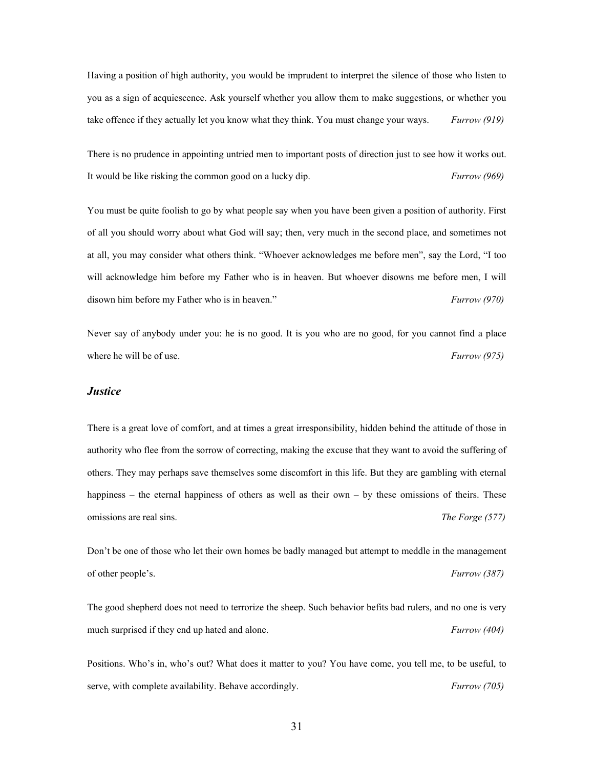Having a position of high authority, you would be imprudent to interpret the silence of those who listen to you as a sign of acquiescence. Ask yourself whether you allow them to make suggestions, or whether you take offence if they actually let you know what they think. You must change your ways. *Furrow (919)*

There is no prudence in appointing untried men to important posts of direction just to see how it works out. It would be like risking the common good on a lucky dip. *Furrow (969)*

You must be quite foolish to go by what people say when you have been given a position of authority. First of all you should worry about what God will say; then, very much in the second place, and sometimes not at all, you may consider what others think. "Whoever acknowledges me before men", say the Lord, "I too will acknowledge him before my Father who is in heaven. But whoever disowns me before men, I will disown him before my Father who is in heaven." *Furrow (970)*

Never say of anybody under you: he is no good. It is you who are no good, for you cannot find a place where he will be of use. *Furrow (975)*

### *Justice*

There is a great love of comfort, and at times a great irresponsibility, hidden behind the attitude of those in authority who flee from the sorrow of correcting, making the excuse that they want to avoid the suffering of others. They may perhaps save themselves some discomfort in this life. But they are gambling with eternal happiness – the eternal happiness of others as well as their own – by these omissions of theirs. These omissions are real sins. *The Forge (577)*

Don't be one of those who let their own homes be badly managed but attempt to meddle in the management of other people's. *Furrow (387)*

The good shepherd does not need to terrorize the sheep. Such behavior befits bad rulers, and no one is very much surprised if they end up hated and alone. *Furrow (404)*

Positions. Who's in, who's out? What does it matter to you? You have come, you tell me, to be useful, to serve, with complete availability. Behave accordingly. *Furrow (705)*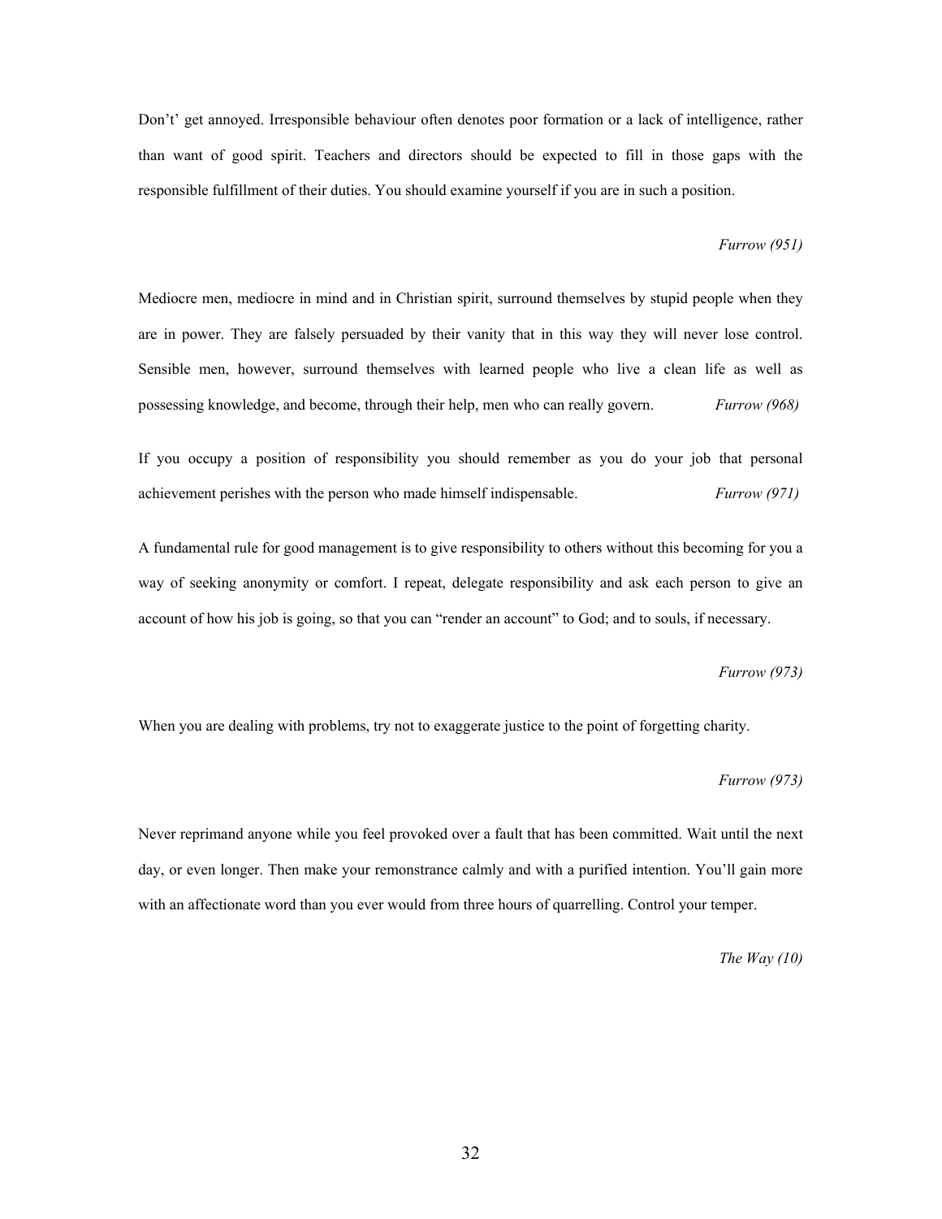Don't' get annoyed. Irresponsible behaviour often denotes poor formation or a lack of intelligence, rather than want of good spirit. Teachers and directors should be expected to fill in those gaps with the responsible fulfillment of their duties. You should examine yourself if you are in such a position.

*Furrow (951)*

Mediocre men, mediocre in mind and in Christian spirit, surround themselves by stupid people when they are in power. They are falsely persuaded by their vanity that in this way they will never lose control. Sensible men, however, surround themselves with learned people who live a clean life as well as possessing knowledge, and become, through their help, men who can really govern. *Furrow (968)*

If you occupy a position of responsibility you should remember as you do your job that personal achievement perishes with the person who made himself indispensable. *Furrow (971)*

A fundamental rule for good management is to give responsibility to others without this becoming for you a way of seeking anonymity or comfort. I repeat, delegate responsibility and ask each person to give an account of how his job is going, so that you can "render an account" to God; and to souls, if necessary.

*Furrow (973)*

When you are dealing with problems, try not to exaggerate justice to the point of forgetting charity.

*Furrow (973)*

Never reprimand anyone while you feel provoked over a fault that has been committed. Wait until the next day, or even longer. Then make your remonstrance calmly and with a purified intention. You'll gain more with an affectionate word than you ever would from three hours of quarrelling. Control your temper.

*The Way (10)*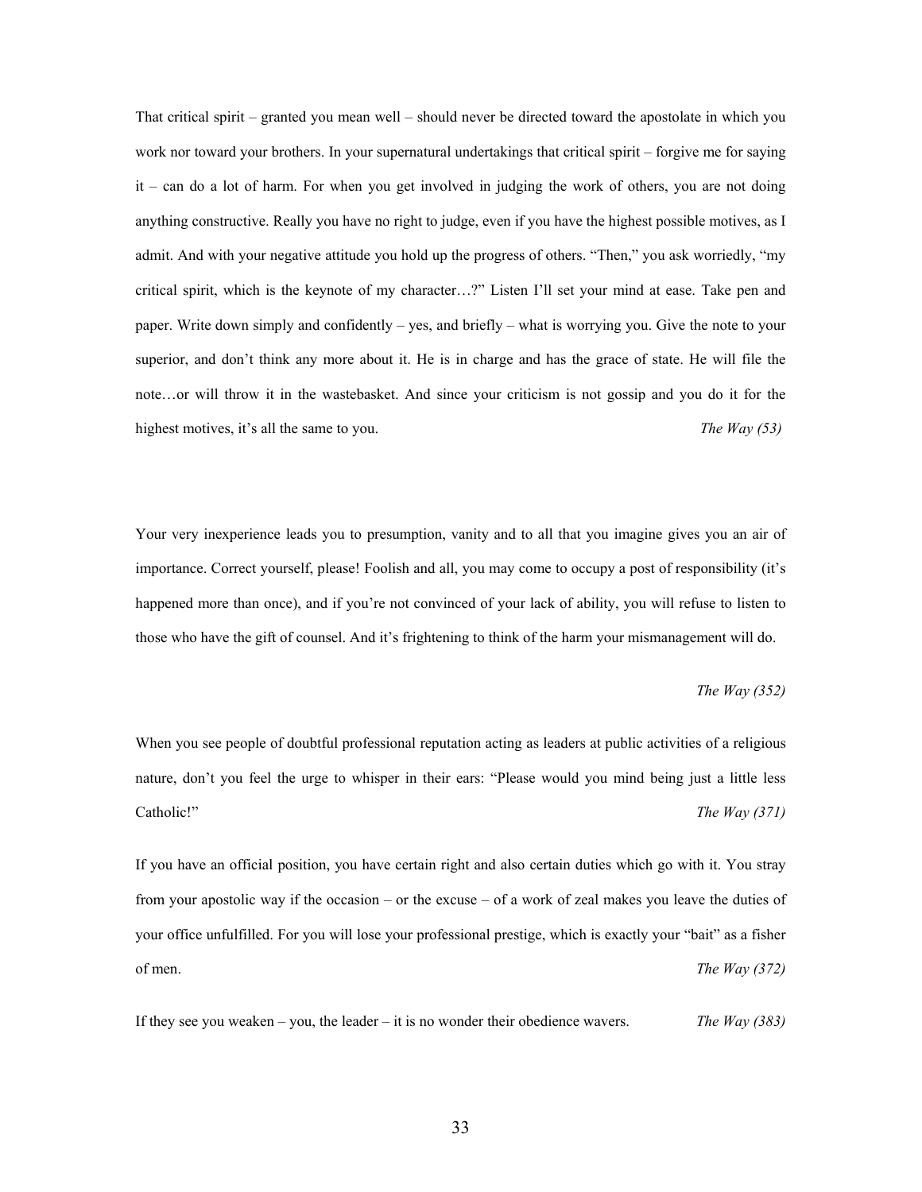That critical spirit – granted you mean well – should never be directed toward the apostolate in which you work nor toward your brothers. In your supernatural undertakings that critical spirit – forgive me for saying it – can do a lot of harm. For when you get involved in judging the work of others, you are not doing anything constructive. Really you have no right to judge, even if you have the highest possible motives, as I admit. And with your negative attitude you hold up the progress of others. "Then," you ask worriedly, "my critical spirit, which is the keynote of my character…?" Listen I'll set your mind at ease. Take pen and paper. Write down simply and confidently – yes, and briefly – what is worrying you. Give the note to your superior, and don't think any more about it. He is in charge and has the grace of state. He will file the note…or will throw it in the wastebasket. And since your criticism is not gossip and you do it for the highest motives, it's all the same to you. *The Way (53)*

Your very inexperience leads you to presumption, vanity and to all that you imagine gives you an air of importance. Correct yourself, please! Foolish and all, you may come to occupy a post of responsibility (it's happened more than once), and if you're not convinced of your lack of ability, you will refuse to listen to those who have the gift of counsel. And it's frightening to think of the harm your mismanagement will do.

*The Way (352)*

When you see people of doubtful professional reputation acting as leaders at public activities of a religious nature, don't you feel the urge to whisper in their ears: "Please would you mind being just a little less Catholic!" *The Way (371)*

If you have an official position, you have certain right and also certain duties which go with it. You stray from your apostolic way if the occasion – or the excuse – of a work of zeal makes you leave the duties of your office unfulfilled. For you will lose your professional prestige, which is exactly your "bait" as a fisher of men. *The Way (372)*

If they see you weaken – you, the leader – it is no wonder their obedience wavers. *The Way (383)*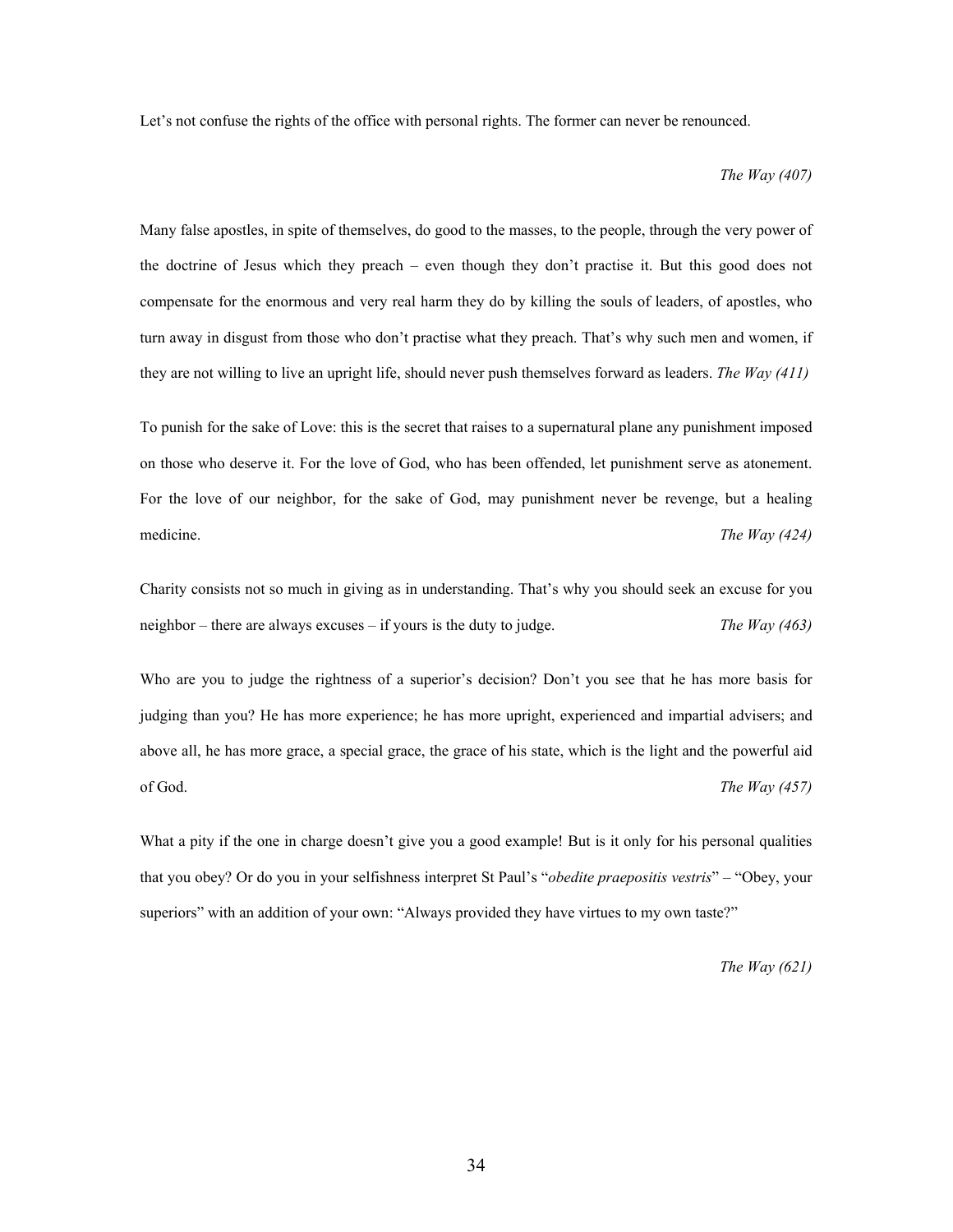Let's not confuse the rights of the office with personal rights. The former can never be renounced.

*The Way (407)*

Many false apostles, in spite of themselves, do good to the masses, to the people, through the very power of the doctrine of Jesus which they preach – even though they don't practise it. But this good does not compensate for the enormous and very real harm they do by killing the souls of leaders, of apostles, who turn away in disgust from those who don't practise what they preach. That's why such men and women, if they are not willing to live an upright life, should never push themselves forward as leaders. *The Way (411)*

To punish for the sake of Love: this is the secret that raises to a supernatural plane any punishment imposed on those who deserve it. For the love of God, who has been offended, let punishment serve as atonement. For the love of our neighbor, for the sake of God, may punishment never be revenge, but a healing medicine. *The Way (424)*

Charity consists not so much in giving as in understanding. That's why you should seek an excuse for you neighbor – there are always excuses – if yours is the duty to judge. *The Way (463)*

Who are you to judge the rightness of a superior's decision? Don't you see that he has more basis for judging than you? He has more experience; he has more upright, experienced and impartial advisers; and above all, he has more grace, a special grace, the grace of his state, which is the light and the powerful aid of God. *The Way (457)*

What a pity if the one in charge doesn't give you a good example! But is it only for his personal qualities that you obey? Or do you in your selfishness interpret St Paul's "*obedite praepositis vestris*" – "Obey, your superiors" with an addition of your own: "Always provided they have virtues to my own taste?"

*The Way (621)*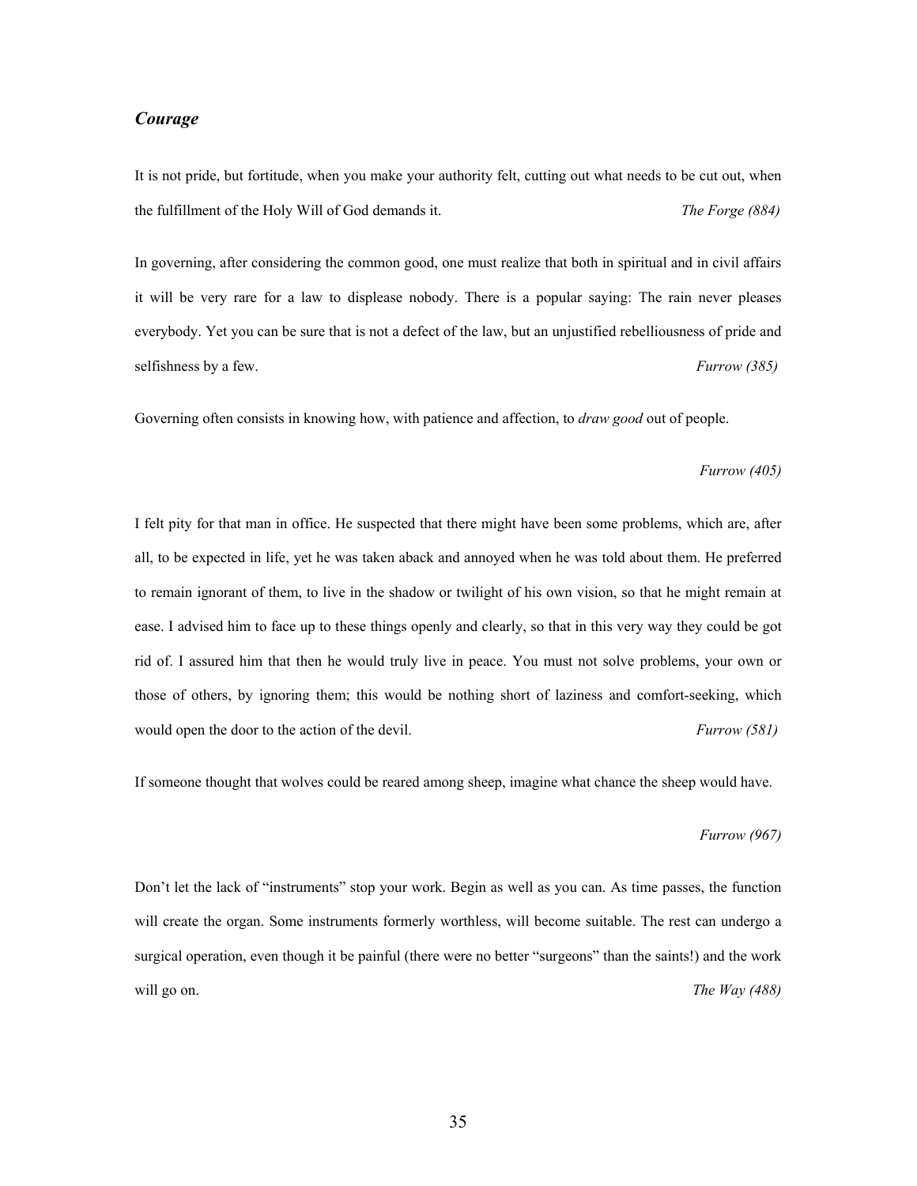### *Courage*

It is not pride, but fortitude, when you make your authority felt, cutting out what needs to be cut out, when the fulfillment of the Holy Will of God demands it. *The Forge (884)*

In governing, after considering the common good, one must realize that both in spiritual and in civil affairs it will be very rare for a law to displease nobody. There is a popular saying: The rain never pleases everybody. Yet you can be sure that is not a defect of the law, but an unjustified rebelliousness of pride and selfishness by a few. *Furrow (385)*

Governing often consists in knowing how, with patience and affection, to *draw good* out of people.

*Furrow (405)*

I felt pity for that man in office. He suspected that there might have been some problems, which are, after all, to be expected in life, yet he was taken aback and annoyed when he was told about them. He preferred to remain ignorant of them, to live in the shadow or twilight of his own vision, so that he might remain at ease. I advised him to face up to these things openly and clearly, so that in this very way they could be got rid of. I assured him that then he would truly live in peace. You must not solve problems, your own or those of others, by ignoring them; this would be nothing short of laziness and comfort-seeking, which would open the door to the action of the devil. *Furrow (581)*

If someone thought that wolves could be reared among sheep, imagine what chance the sheep would have.

*Furrow (967)*

Don't let the lack of "instruments" stop your work. Begin as well as you can. As time passes, the function will create the organ. Some instruments formerly worthless, will become suitable. The rest can undergo a surgical operation, even though it be painful (there were no better "surgeons" than the saints!) and the work will go on. *The Way (488)*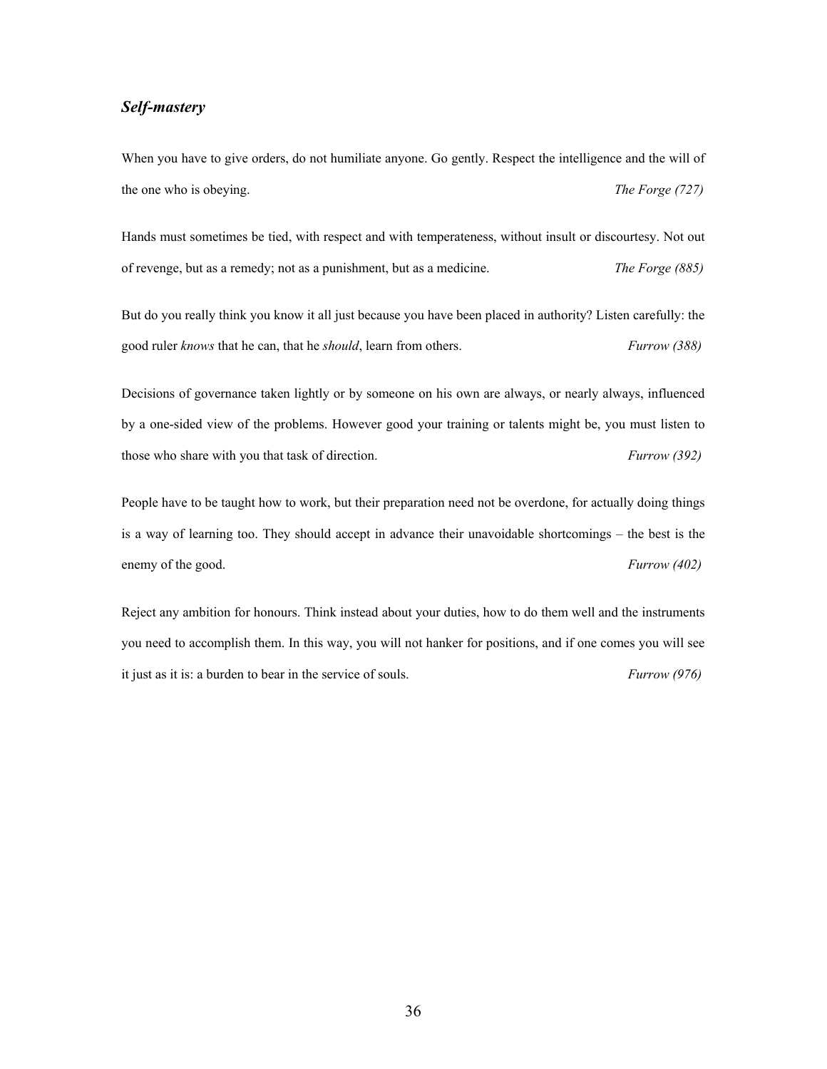### ***Self-mastery***

When you have to give orders, do not humiliate anyone. Go gently. Respect the intelligence and the will of the one who is obeying. *The Forge (727)*

Hands must sometimes be tied, with respect and with temperateness, without insult or discourtesy. Not out of revenge, but as a remedy; not as a punishment, but as a medicine. *The Forge (885)*

But do you really think you know it all just because you have been placed in authority? Listen carefully: the good ruler *knows* that he can, that he *should*, learn from others. *Furrow (388)*

Decisions of governance taken lightly or by someone on his own are always, or nearly always, influenced by a one-sided view of the problems. However good your training or talents might be, you must listen to those who share with you that task of direction. *Furrow (392)*

People have to be taught how to work, but their preparation need not be overdone, for actually doing things is a way of learning too. They should accept in advance their unavoidable shortcomings – the best is the enemy of the good. *Furrow (402)*

Reject any ambition for honours. Think instead about your duties, how to do them well and the instruments you need to accomplish them. In this way, you will not hanker for positions, and if one comes you will see it just as it is: a burden to bear in the service of souls. *Furrow (976)*